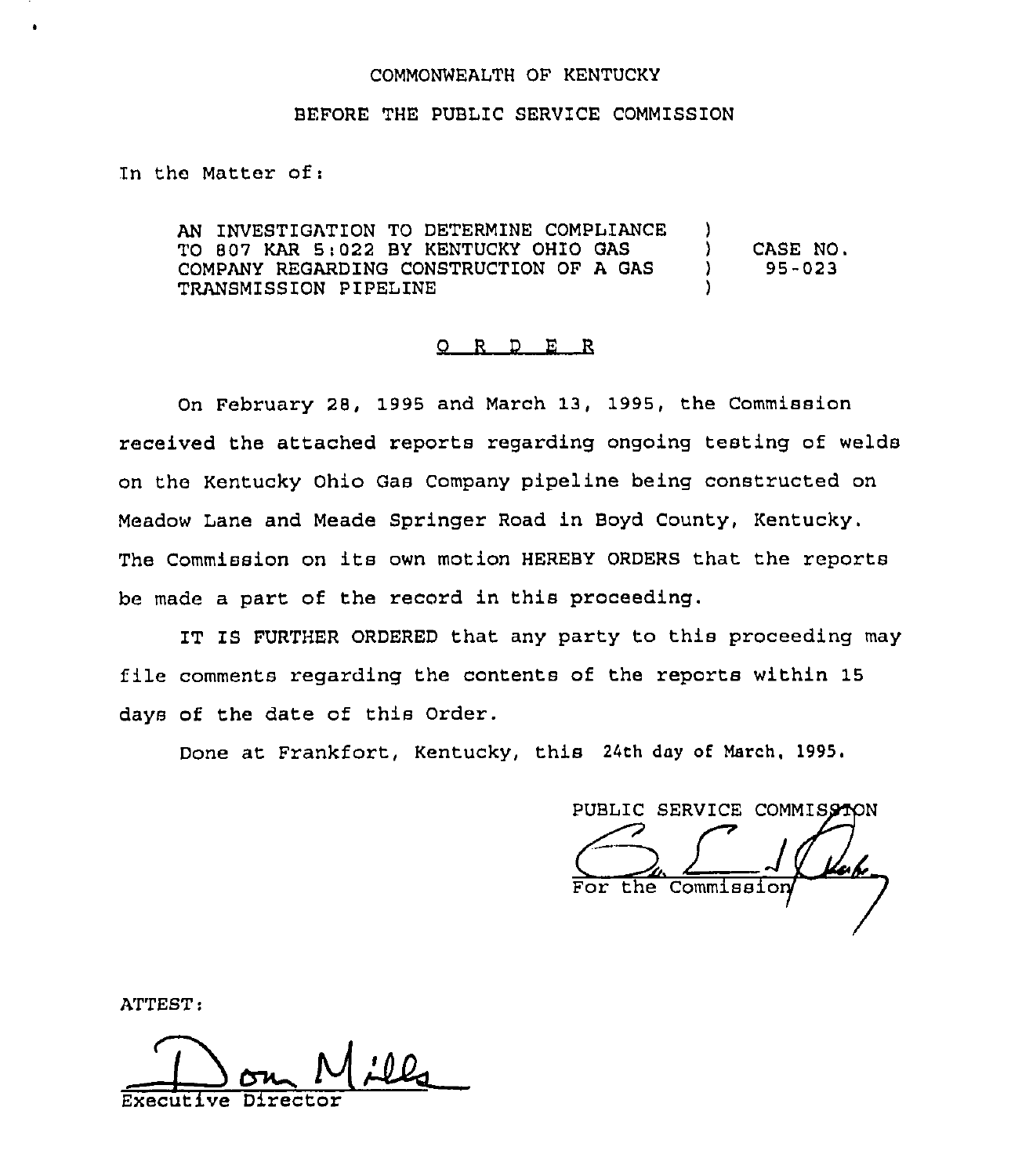COMMONWEALTH OF KENTUCKY

BEFORE THE PUBLIC SERVICE COMMISSION

In the Matter of:

| | | |
|---|---|---|
| AN INVESTIGATION TO DETERMINE COMPLIANCE TO 807 KAR 5:022 BY KENTUCKY OHIO GAS COMPANY REGARDING CONSTRUCTION OF A GAS TRANSMISSION PIPELINE | ) | CASE NO. 95-023 |

## O R D E R

On February 28, 1995 and March 13, 1995, the Commission received the attached reports regarding ongoing testing of welds on the Kentucky Ohio Gas Company pipeline being constructed on Meadow Lane and Meade Springer Road in Boyd County, Kentucky. The Commission on its own motion HEREBY ORDERS that the reports be made a part of the record in this proceeding.

IT IS FURTHER ORDERED that any party to this proceeding may file comments regarding the contents of the reports within 15 days of the date of this Order.

Done at Frankfort, Kentucky, this 24th day of March, 1995.

PUBLIC SERVICE COMMISSION

For the Commission

ATTEST:

Executive Director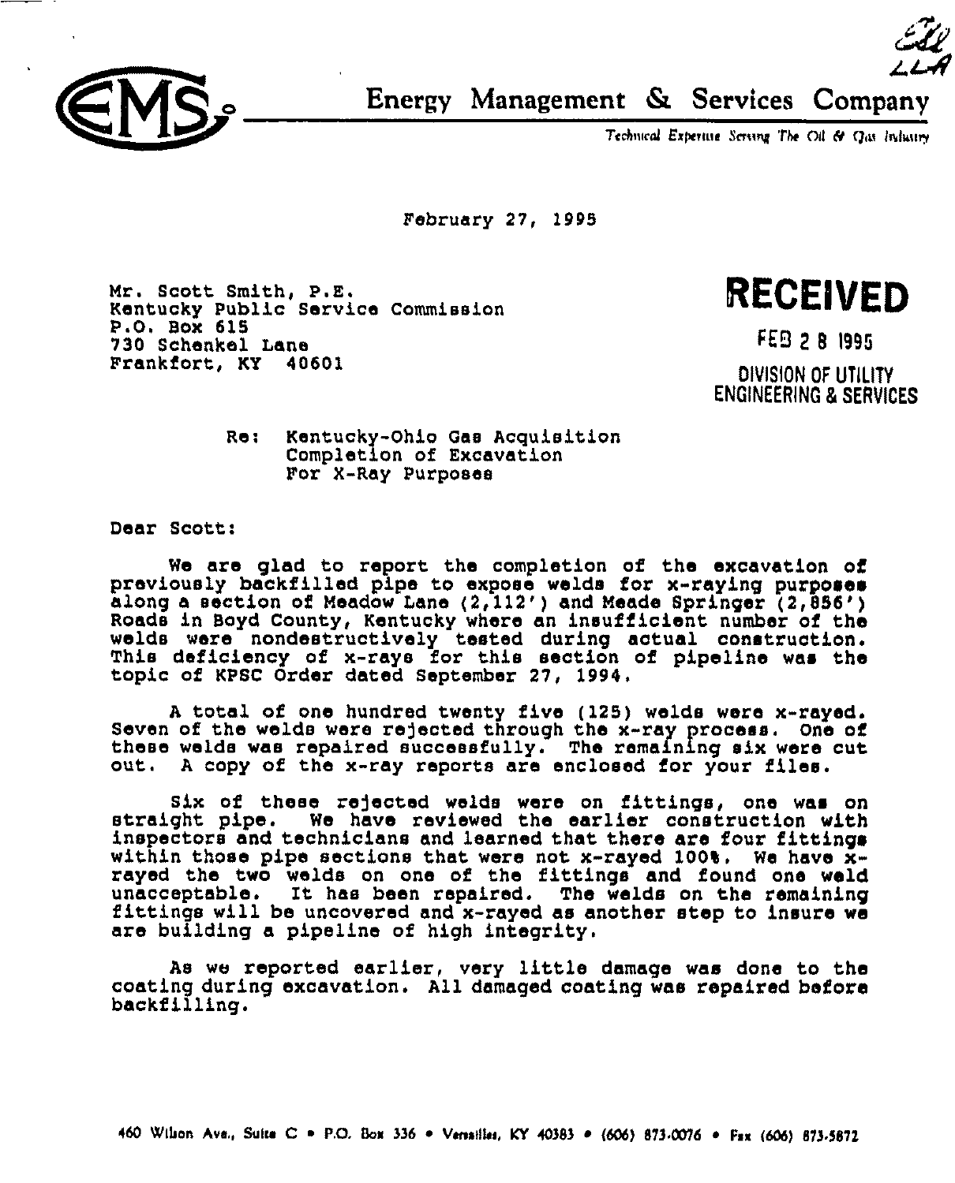Energy Management & Services Company

*Technical Expertise Serving The Oil & Gas Industry*

February 27, 1995

Mr. Scott Smith, P.E.
Kentucky Public Service Commission
P.O. Box 615
730 Schenkel Lane
Frankfort, KY 40601

**RECEIVED**

FEB 2 8 1995

DIVISION OF UTILITY
ENGINEERING & SERVICES

Re: Kentucky-Ohio Gas Acquisition
Completion of Excavation
For X-Ray Purposes

Dear Scott:

We are glad to report the completion of the excavation of previously backfilled pipe to expose welds for x-raying purposes along a section of Meadow Lane (2,112') and Meade Springer (2,856') Roads in Boyd County, Kentucky where an insufficient number of the welds were nondestructively tested during actual construction. This deficiency of x-rays for this section of pipeline was the topic of KPSC Order dated September 27, 1994.

A total of one hundred twenty five (125) welds were x-rayed. Seven of the welds were rejected through the x-ray process. One of these welds was repaired successfully. The remaining six were cut out. A copy of the x-ray reports are enclosed for your files.

Six of these rejected welds were on fittings, one was on straight pipe. We have reviewed the earlier construction with inspectors and technicians and learned that there are four fittings within those pipe sections that were not x-rayed 100%. We have x-rayed the two welds on one of the fittings and found one weld unacceptable. It has been repaired. The welds on the remaining fittings will be uncovered and x-rayed as another step to insure we are building a pipeline of high integrity.

As we reported earlier, very little damage was done to the coating during excavation. All damaged coating was repaired before backfilling.

460 Wilson Ave., Suite C • P.O. Box 336 • Versailles, KY 40383 • (606) 873-0076 • Fax (606) 873-5872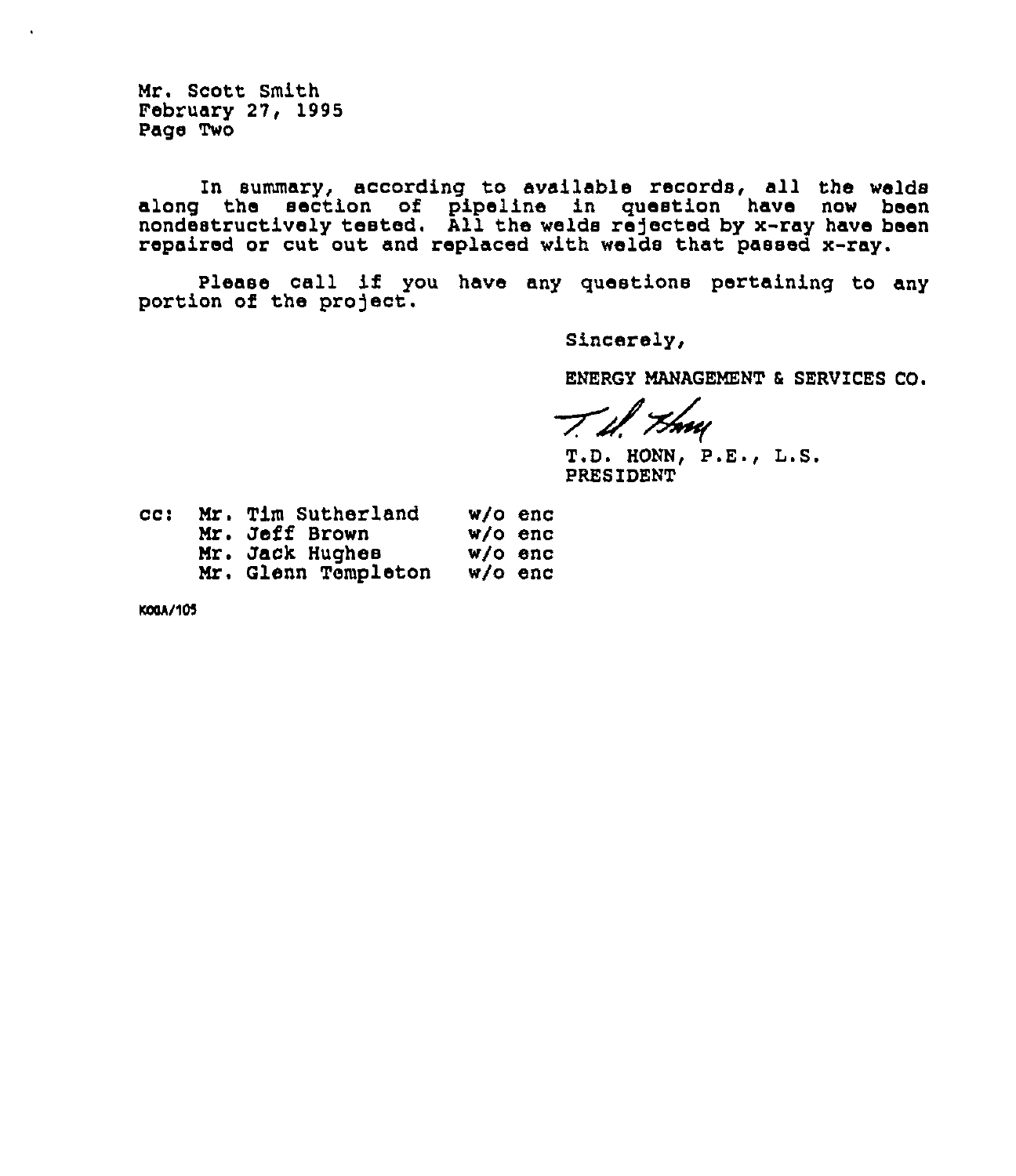Mr. Scott Smith
February 27, 1995
Page Two

In summary, according to available records, all the welds along the section of pipeline in question have now been nondestructively tested. All the welds rejected by x-ray have been repaired or cut out and replaced with welds that passed x-ray.

Please call if you have any questions pertaining to any portion of the project.

Sincerely,

ENERGY MANAGEMENT & SERVICES CO.

T.D. HONN, P.E., L.S.
PRESIDENT

cc: Mr. Tim Sutherland w/o enc
Mr. Jeff Brown w/o enc
Mr. Jack Hughes w/o enc
Mr. Glenn Templeton w/o enc

K03A/105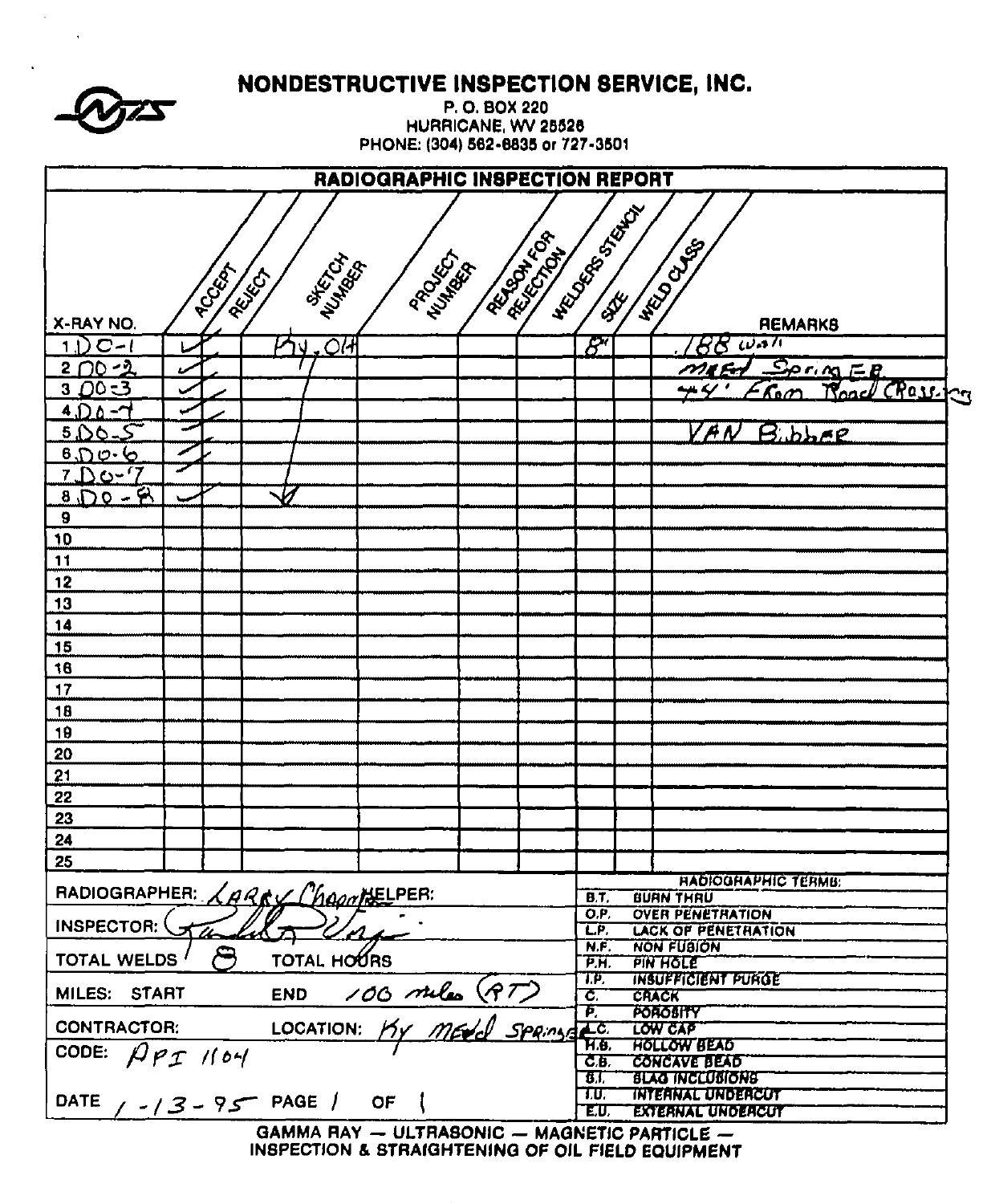# NONDESTRUCTIVE INSPECTION SERVICE, INC.

P. O. BOX 220
HURRICANE, WV 25526
PHONE: (304) 562-6835 or 727-3501

## RADIOGRAPHIC INSPECTION REPORT

| X-RAY NO. | ACCEPT | REJECT | SKETCH NUMBER | PROJECT NUMBER | REASON FOR REJECTION | WELDERS STENCIL | SIZE | WELD CLASS | REMARKS |
|---|---|---|---|---|---|---|---|---|---|
| 1 DO-1 | ✓ | | Ky. OH | | | | 8" | | .188 wall |
| 2 DO-2 | ✓ | | ↓ | | | | | | MEAD Spring EB |
| 3 DO-3 | ✓ | | ↓ | | | | | | 44' From Road Crossing |
| 4 DO-4 | ✓ | | ↓ | | | | | | |
| 5 DO-5 | ✓ | | ↓ | | | | | | VAN Bibber |
| 6 DO-6 | ✓ | | ↓ | | | | | | |
| 7 DO-7 | ✓ | | ↓ | | | | | | |
| 8 DO-8 | ✓ | | ↓ | | | | | | |
| 9 | | | | | | | | | |
| 10 | | | | | | | | | |
| 11 | | | | | | | | | |
| 12 | | | | | | | | | |
| 13 | | | | | | | | | |
| 14 | | | | | | | | | |
| 15 | | | | | | | | | |
| 16 | | | | | | | | | |
| 17 | | | | | | | | | |
| 18 | | | | | | | | | |
| 19 | | | | | | | | | |
| 20 | | | | | | | | | |
| 21 | | | | | | | | | |
| 22 | | | | | | | | | |
| 23 | | | | | | | | | |
| 24 | | | | | | | | | |
| 25 | | | | | | | | | |

RADIOGRAPHER: Larry Chapman HELPER:

INSPECTOR: (signature)

TOTAL WELDS 8 TOTAL HOURS

MILES: START END 100 miles (RT)

CONTRACTOR: LOCATION: Ky MEAd Springs

CODE: API 1104

DATE 1-13-95 PAGE 1 OF 1

| RADIOGRAPHIC TERMS: | |
|---|---|
| B.T. | BURN THRU |
| O.P. | OVER PENETRATION |
| L.P. | LACK OF PENETRATION |
| N.F. | NON FUSION |
| P.H. | PIN HOLE |
| I.P. | INSUFFICIENT PURGE |
| C. | CRACK |
| P. | POROSITY |
| L.C. | LOW CAP |
| H.B. | HOLLOW BEAD |
| C.B. | CONCAVE BEAD |
| S.I. | SLAG INCLUSIONS |
| I.U. | INTERNAL UNDERCUT |
| E.U. | EXTERNAL UNDERCUT |

GAMMA RAY — ULTRASONIC — MAGNETIC PARTICLE —
INSPECTION & STRAIGHTENING OF OIL FIELD EQUIPMENT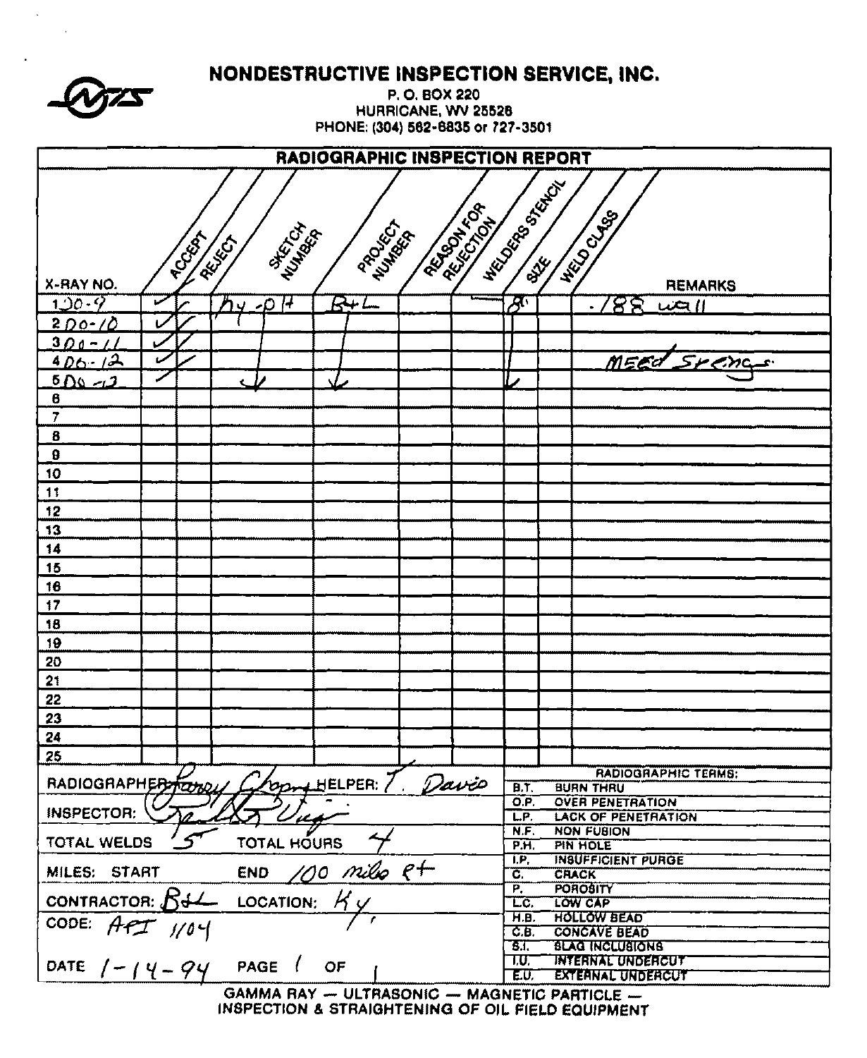# NONDESTRUCTIVE INSPECTION SERVICE, INC.

P. O. BOX 220
HURRICANE, WV 25526
PHONE: (304) 562-6835 or 727-3501

## RADIOGRAPHIC INSPECTION REPORT

| X-RAY NO. | ACCEPT | REJECT | SKETCH NUMBER | PROJECT NUMBER | REASON FOR REJECTION | WELDERS STENCIL | SIZE | WELD CLASS | REMARKS |
|---|---|---|---|---|---|---|---|---|---|
| 1 DO-9 | ✓ | | Ky-P H | B+L | | — | 8" | | .188 wall |
| 2 DO-10 | ✓ | | ↓ | ↓ | | | ↓ | | |
| 3 DO-11 | ✓ | | ↓ | ↓ | | | ↓ | | |
| 4 DO-12 | ✓ | | ↓ | ↓ | | | ↓ | | MEED Srengs |
| 5 DO-13 | ✓ | | ↓ | ↓ | | | ↓ | | |
| 6 | | | | | | | | | |
| 7 | | | | | | | | | |
| 8 | | | | | | | | | |
| 9 | | | | | | | | | |
| 10 | | | | | | | | | |
| 11 | | | | | | | | | |
| 12 | | | | | | | | | |
| 13 | | | | | | | | | |
| 14 | | | | | | | | | |
| 15 | | | | | | | | | |
| 16 | | | | | | | | | |
| 17 | | | | | | | | | |
| 18 | | | | | | | | | |
| 19 | | | | | | | | | |
| 20 | | | | | | | | | |
| 21 | | | | | | | | | |
| 22 | | | | | | | | | |
| 23 | | | | | | | | | |
| 24 | | | | | | | | | |
| 25 | | | | | | | | | |

RADIOGRAPHER: Larry Chopny HELPER: T. Davis

INSPECTOR: [signature]

TOTAL WELDS 5 TOTAL HOURS 4

MILES: START END 100 miles rt

CONTRACTOR: B&L LOCATION: Ky.

CODE: API 1104

DATE 1-14-94 PAGE 1 OF 1

| RADIOGRAPHIC TERMS: | |
|---|---|
| B.T. | BURN THRU |
| O.P. | OVER PENETRATION |
| L.P. | LACK OF PENETRATION |
| N.F. | NON FUSION |
| P.H. | PIN HOLE |
| I.P. | INSUFFICIENT PURGE |
| C. | CRACK |
| P. | POROSITY |
| L.C. | LOW CAP |
| H.B. | HOLLOW BEAD |
| C.B. | CONCAVE BEAD |
| S.I. | SLAG INCLUSIONS |
| I.U. | INTERNAL UNDERCUT |
| E.U. | EXTERNAL UNDERCUT |

GAMMA RAY — ULTRASONIC — MAGNETIC PARTICLE —
INSPECTION & STRAIGHTENING OF OIL FIELD EQUIPMENT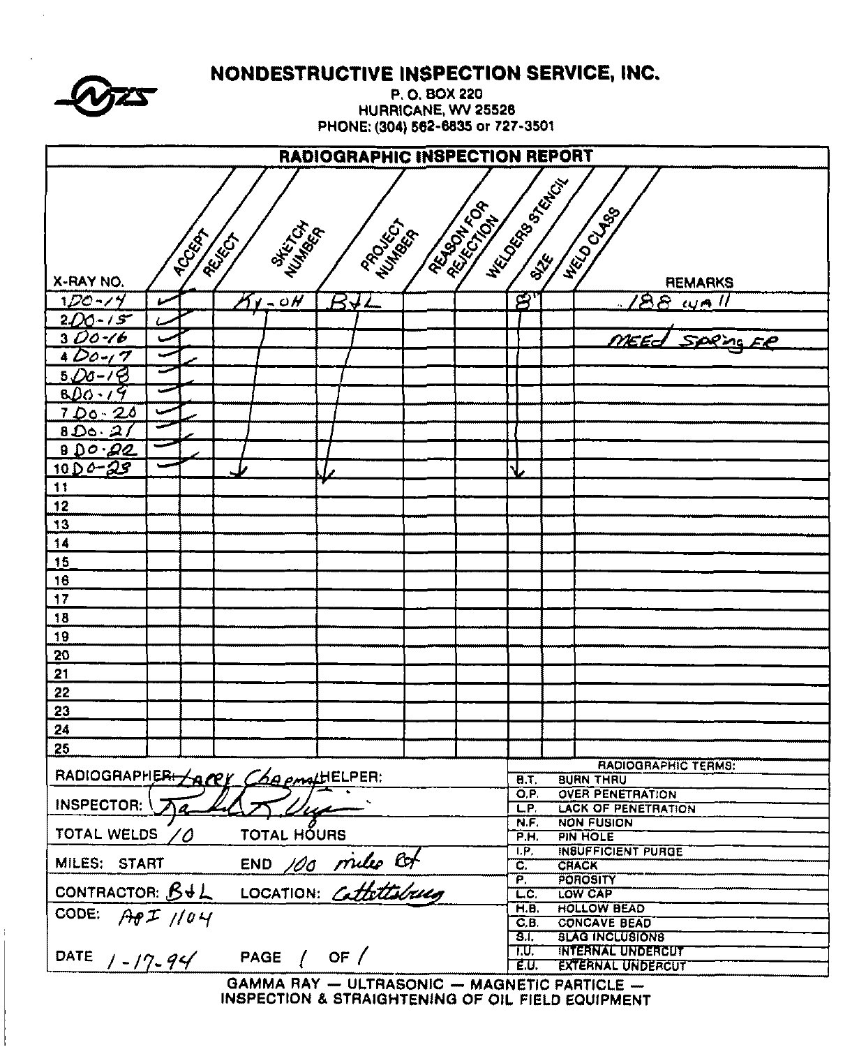# NONDESTRUCTIVE INSPECTION SERVICE, INC.

P. O. BOX 220
HURRICANE, WV 25526
PHONE: (304) 562-6835 or 727-3501

## RADIOGRAPHIC INSPECTION REPORT

| X-RAY NO. | ACCEPT | REJECT | SKETCH NUMBER | PROJECT NUMBER | REASON FOR REJECTION | WELDERS STENCIL | SIZE | WELD CLASS | REMARKS |
|---|---|---|---|---|---|---|---|---|---|
| 1 DO-14 | ✓ | | Ky-OH | B&L | | | 8" | | .188 wall |
| 2 DO-15 | ✓ | | ↓ | ↓ | | | ↓ | | |
| 3 DO-16 | ✓ | | | | | | | | NEED SPRINGER |
| 4 DO-17 | ✓ | | | | | | | | |
| 5 DO-18 | ✓ | | | | | | | | |
| 6 DO-19 | ✓ | | | | | | | | |
| 7 DO-20 | ✓ | | | | | | | | |
| 8 DO-21 | ✓ | | | | | | | | |
| 9 DO-22 | ✓ | | | | | | | | |
| 10 DO-23 | ✓ | | ↓ | ↓ | | | ↓ | | |
| 11 | | | | | | | | | |
| 12 | | | | | | | | | |
| 13 | | | | | | | | | |
| 14 | | | | | | | | | |
| 15 | | | | | | | | | |
| 16 | | | | | | | | | |
| 17 | | | | | | | | | |
| 18 | | | | | | | | | |
| 19 | | | | | | | | | |
| 20 | | | | | | | | | |
| 21 | | | | | | | | | |
| 22 | | | | | | | | | |
| 23 | | | | | | | | | |
| 24 | | | | | | | | | |
| 25 | | | | | | | | | |

RADIOGRAPHER: Larry Chapman HELPER:

INSPECTOR: [signature]

TOTAL WELDS 10 TOTAL HOURS

MILES: START END 100 miles R/T

CONTRACTOR: B&L LOCATION: Catlettsburg

CODE: API 1104

DATE 1-17-94 PAGE 1 OF 1

**RADIOGRAPHIC TERMS:**

| | |
|---|---|
| B.T. | BURN THRU |
| O.P. | OVER PENETRATION |
| L.P. | LACK OF PENETRATION |
| N.F. | NON FUSION |
| P.H. | PIN HOLE |
| I.P. | INSUFFICIENT PURGE |
| C. | CRACK |
| P. | POROSITY |
| L.C. | LOW CAP |
| H.B. | HOLLOW BEAD |
| C.B. | CONCAVE BEAD |
| S.I. | SLAG INCLUSIONS |
| I.U. | INTERNAL UNDERCUT |
| E.U. | EXTERNAL UNDERCUT |

GAMMA RAY — ULTRASONIC — MAGNETIC PARTICLE —
INSPECTION & STRAIGHTENING OF OIL FIELD EQUIPMENT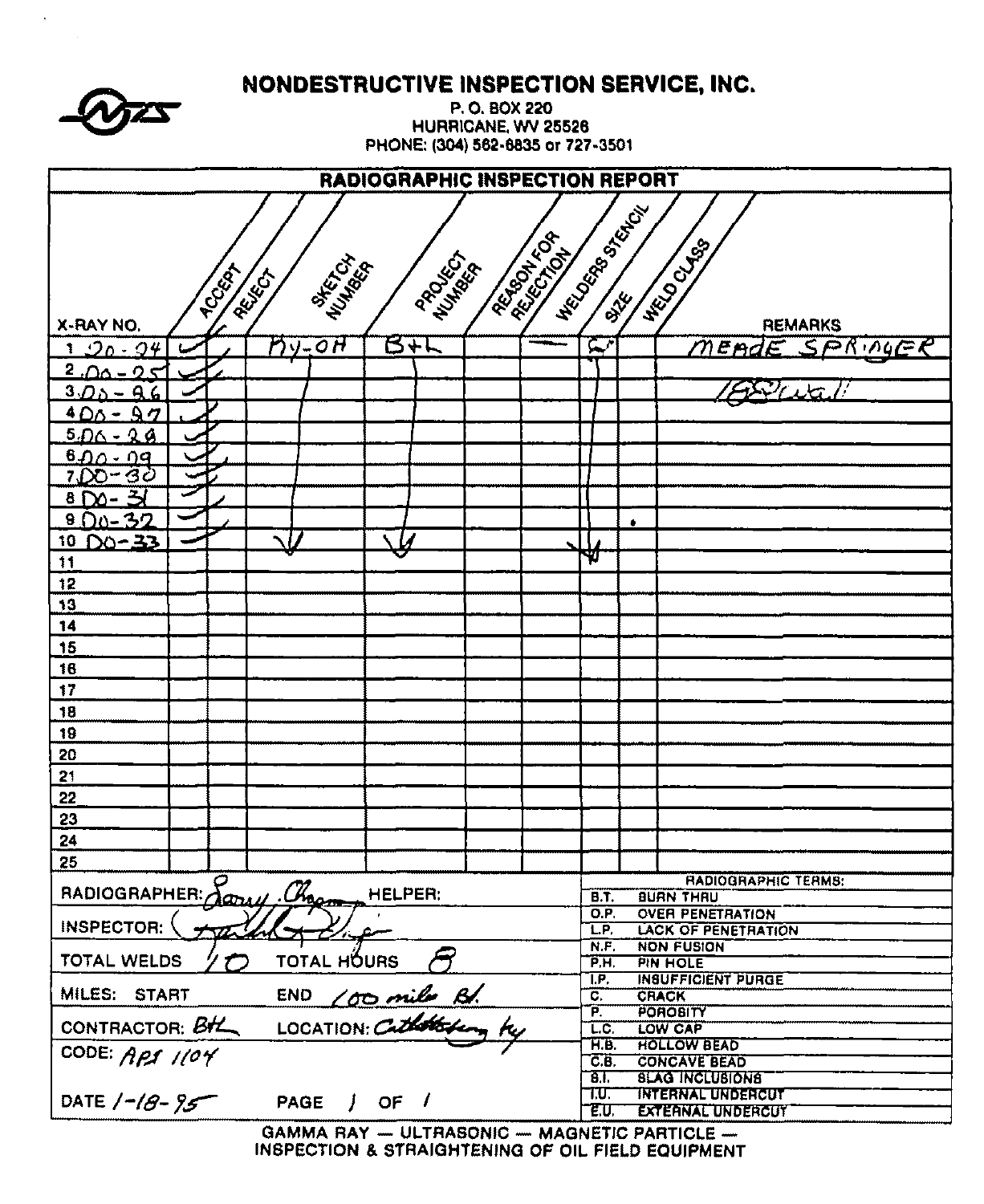# NONDESTRUCTIVE INSPECTION SERVICE, INC.

P. O. BOX 220
HURRICANE, WV 25526
PHONE: (304) 562-6835 or 727-3501

## RADIOGRAPHIC INSPECTION REPORT

| X-RAY NO. | ACCEPT | REJECT | SKETCH NUMBER | PROJECT NUMBER | REASON FOR REJECTION | WELDERS STENCIL | SIZE | WELD CLASS | REMARKS |
|---|---|---|---|---|---|---|---|---|---|
| 1 DD-24 | ✓ | | KY-OH | B+L | | — | S | | MEADE SPRINGER |
| 2 DD-25 | ✓ | | ↓ | ↓ | | | ↓ | | |
| 3 DD-26 | ✓ | | | | | | | | 188 wall |
| 4 DD-27 | ✓ | | | | | | | | |
| 5 DD-28 | ✓ | | | | | | | | |
| 6 DD-09 | ✓ | | | | | | | | |
| 7 DD-30 | ✓ | | | | | | | | |
| 8 DD-31 | ✓ | | | | | | | | |
| 9 DD-32 | ✓ | | | | | | | | |
| 10 DD-33 | ✓ | | ↓ | ↓ | | | ↓ | | |
| 11 | | | | | | | | | |
| 12 | | | | | | | | | |
| 13 | | | | | | | | | |
| 14 | | | | | | | | | |
| 15 | | | | | | | | | |
| 16 | | | | | | | | | |
| 17 | | | | | | | | | |
| 18 | | | | | | | | | |
| 19 | | | | | | | | | |
| 20 | | | | | | | | | |
| 21 | | | | | | | | | |
| 22 | | | | | | | | | |
| 23 | | | | | | | | | |
| 24 | | | | | | | | | |
| 25 | | | | | | | | | |

RADIOGRAPHER: Larry Chapman HELPER:

INSPECTOR: [signature]

TOTAL WELDS 10 TOTAL HOURS 8

MILES: START END 100 miles Rd.

CONTRACTOR: BHL LOCATION: Catlettsburg Ky

CODE: API 1104

DATE 1-18-95 PAGE 1 OF 1

| RADIOGRAPHIC TERMS: | |
|---|---|
| B.T. | BURN THRU |
| O.P. | OVER PENETRATION |
| L.P. | LACK OF PENETRATION |
| N.F. | NON FUSION |
| P.H. | PIN HOLE |
| I.P. | INSUFFICIENT PURGE |
| C. | CRACK |
| P. | POROSITY |
| L.C. | LOW CAP |
| H.B. | HOLLOW BEAD |
| C.B. | CONCAVE BEAD |
| S.I. | SLAG INCLUSIONS |
| I.U. | INTERNAL UNDERCUT |
| E.U. | EXTERNAL UNDERCUT |

GAMMA RAY — ULTRASONIC — MAGNETIC PARTICLE —
INSPECTION & STRAIGHTENING OF OIL FIELD EQUIPMENT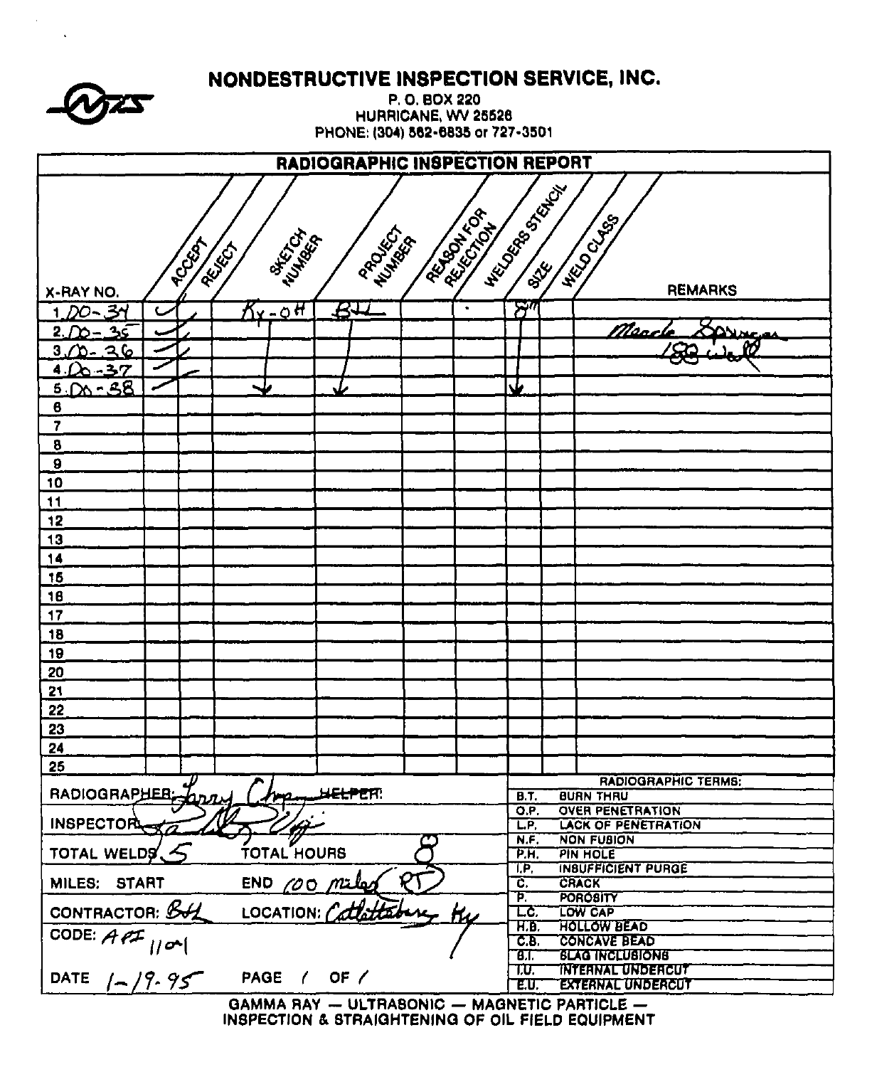# NONDESTRUCTIVE INSPECTION SERVICE, INC.

P. O. BOX 220
HURRICANE, WV 25526
PHONE: (304) 562-6835 or 727-3501

## RADIOGRAPHIC INSPECTION REPORT

| X-RAY NO. | ACCEPT | REJECT | SKETCH NUMBER | PROJECT NUMBER | REASON FOR REJECTION | WELDERS STENCIL | SIZE | WELD CLASS | REMARKS |
|---|---|---|---|---|---|---|---|---|---|
| 1. DO-34 | ✓ | | Ky-OH | B&L | | · | 8" | | |
| 2. DO-35 | ✓ | | ↓ | ↓ | | | ↓ | | Meade Springs |
| 3. DO-36 | ✓ | | ↓ | ↓ | | | ↓ | | .188 Wall |
| 4. DO-37 | ✓ | | ↓ | ↓ | | | ↓ | | |
| 5. DO-38 | ✓ | | ↓ | ↓ | | | ↓ | | |
| 6 | | | | | | | | | |
| 7 | | | | | | | | | |
| 8 | | | | | | | | | |
| 9 | | | | | | | | | |
| 10 | | | | | | | | | |
| 11 | | | | | | | | | |
| 12 | | | | | | | | | |
| 13 | | | | | | | | | |
| 14 | | | | | | | | | |
| 15 | | | | | | | | | |
| 16 | | | | | | | | | |
| 17 | | | | | | | | | |
| 18 | | | | | | | | | |
| 19 | | | | | | | | | |
| 20 | | | | | | | | | |
| 21 | | | | | | | | | |
| 22 | | | | | | | | | |
| 23 | | | | | | | | | |
| 24 | | | | | | | | | |
| 25 | | | | | | | | | |

RADIOGRAPHER: Larry Chap~~HELPER:~~

INSPECTOR: [signature]

TOTAL WELDS: 5 TOTAL HOURS: 8

MILES: START END 100 miles RT

CONTRACTOR: B&L LOCATION: Catlettsburg, Ky

CODE: API 1104

DATE 1-19-95 PAGE 1 OF 1

| RADIOGRAPHIC TERMS: | |
|---|---|
| B.T. | BURN THRU |
| O.P. | OVER PENETRATION |
| L.P. | LACK OF PENETRATION |
| N.F. | NON FUSION |
| P.H. | PIN HOLE |
| I.P. | INSUFFICIENT PURGE |
| C. | CRACK |
| P. | POROSITY |
| L.C. | LOW CAP |
| H.B. | HOLLOW BEAD |
| C.B. | CONCAVE BEAD |
| S.I. | SLAG INCLUSIONS |
| I.U. | INTERNAL UNDERCUT |
| E.U. | EXTERNAL UNDERCUT |

GAMMA RAY — ULTRASONIC — MAGNETIC PARTICLE —
INSPECTION & STRAIGHTENING OF OIL FIELD EQUIPMENT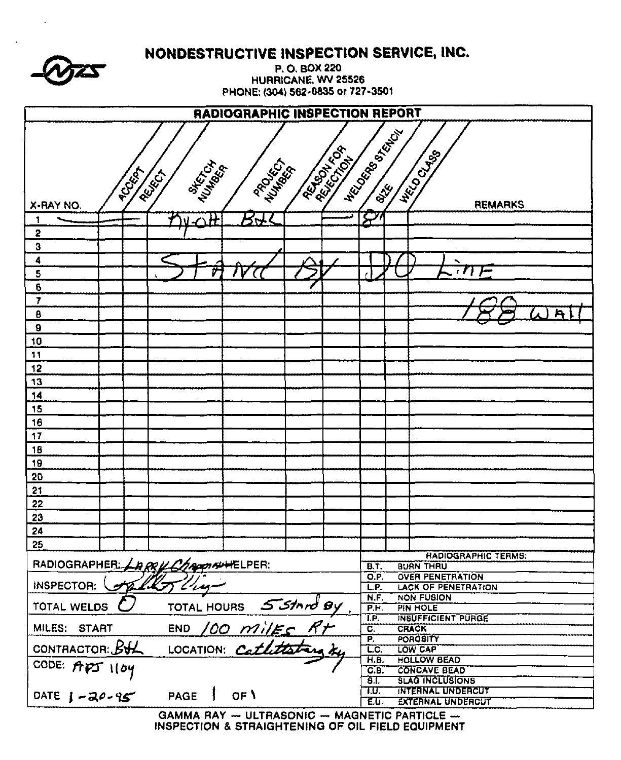# NONDESTRUCTIVE INSPECTION SERVICE, INC.

P. O. BOX 220
HURRICANE, WV 25526
PHONE: (304) 562-0835 or 727-3501

## RADIOGRAPHIC INSPECTION REPORT

| X-RAY NO. | ACCEPT | REJECT | SKETCH NUMBER | PROJECT NUMBER | REASON FOR REJECTION | WELDERS STENCIL | SIZE | WELD CLASS | REMARKS |
|---|---|---|---|---|---|---|---|---|---|
| 1 | — | — | Ky-OH | BHL | | — | 8" | | |
| 2 | | | | | | | | | |
| 3 | | | | | | | | | |
| 4 | | | | | | | | | |
| 5 | | | Stand | By | | DO | | | Line |
| 6 | | | | | | | | | |
| 7 | | | | | | | | | |
| 8 | | | | | | | | | 188 Wall |
| 9 | | | | | | | | | |
| 10 | | | | | | | | | |
| 11 | | | | | | | | | |
| 12 | | | | | | | | | |
| 13 | | | | | | | | | |
| 14 | | | | | | | | | |
| 15 | | | | | | | | | |
| 16 | | | | | | | | | |
| 17 | | | | | | | | | |
| 18 | | | | | | | | | |
| 19 | | | | | | | | | |
| 20 | | | | | | | | | |
| 21 | | | | | | | | | |
| 22 | | | | | | | | | |
| 23 | | | | | | | | | |
| 24 | | | | | | | | | |
| 25 | | | | | | | | | |

RADIOGRAPHER: Larry Chapman HELPER:

INSPECTOR: [signature]

TOTAL WELDS 0 TOTAL HOURS 5 Stand By.

MILES: START END 100 miles RT

CONTRACTOR: BHL LOCATION: Catlettsburg Ky

CODE: API 1104

DATE 1-20-95 PAGE 1 OF 1

**RADIOGRAPHIC TERMS:**

| | |
|---|---|
| B.T. | BURN THRU |
| O.P. | OVER PENETRATION |
| L.P. | LACK OF PENETRATION |
| N.F. | NON FUSION |
| P.H. | PIN HOLE |
| I.P. | INSUFFICIENT PURGE |
| C. | CRACK |
| P. | POROSITY |
| L.C. | LOW CAP |
| H.B. | HOLLOW BEAD |
| C.B. | CONCAVE BEAD |
| S.I. | SLAG INCLUSIONS |
| I.U. | INTERNAL UNDERCUT |
| E.U. | EXTERNAL UNDERCUT |

GAMMA RAY — ULTRASONIC — MAGNETIC PARTICLE —
INSPECTION & STRAIGHTENING OF OIL FIELD EQUIPMENT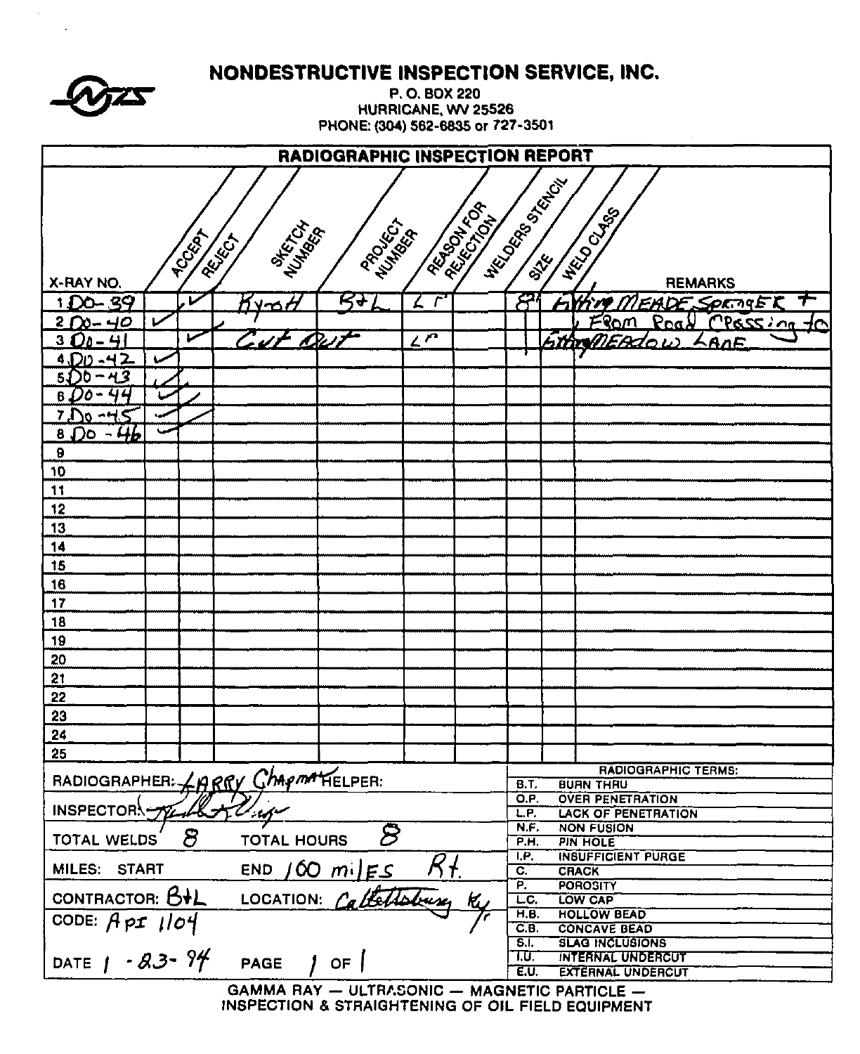# NONDESTRUCTIVE INSPECTION SERVICE, INC.

P. O. BOX 220
HURRICANE, WV 25526
PHONE: (304) 562-6835 or 727-3501

## RADIOGRAPHIC INSPECTION REPORT

| X-RAY NO. | ACCEPT | REJECT | SKETCH NUMBER | PROJECT NUMBER | REASON FOR REJECTION | WELDERS STENCIL | SIZE | WELD CLASS | REMARKS |
|---|---|---|---|---|---|---|---|---|---|
| 1 DO-39 | | ✓ | RymH | B+L | LP | | 8" | | Gthing MEADE Springer + |
| 2 DO-40 | ✓ | ✓ | | | | | | | From Road Crossing to |
| 3 DO-41 | | ✓ | Cut Out | | LP | | | | Gthing MEAdow LANE |
| 4 DO-42 | ✓ | | | | | | | | |
| 5 DO-43 | ✓ | | | | | | | | |
| 6 DO-44 | ✓ | | | | | | | | |
| 7 DO-45 | ✓ | | | | | | | | |
| 8 DO-46 | ✓ | | | | | | | | |
| 9 | | | | | | | | | |
| 10 | | | | | | | | | |
| 11 | | | | | | | | | |
| 12 | | | | | | | | | |
| 13 | | | | | | | | | |
| 14 | | | | | | | | | |
| 15 | | | | | | | | | |
| 16 | | | | | | | | | |
| 17 | | | | | | | | | |
| 18 | | | | | | | | | |
| 19 | | | | | | | | | |
| 20 | | | | | | | | | |
| 21 | | | | | | | | | |
| 22 | | | | | | | | | |
| 23 | | | | | | | | | |
| 24 | | | | | | | | | |
| 25 | | | | | | | | | |

RADIOGRAPHER: LARRY Chapman HELPER:

INSPECTOR: [signature]

TOTAL WELDS 8 TOTAL HOURS 8

MILES: START END 100 miles Rt.

CONTRACTOR: B+L LOCATION: Catlettsburg Ky

CODE: API 1104

DATE 1-23-94 PAGE 1 OF 1

| RADIOGRAPHIC TERMS: | |
|---|---|
| B.T. | BURN THRU |
| O.P. | OVER PENETRATION |
| L.P. | LACK OF PENETRATION |
| N.F. | NON FUSION |
| P.H. | PIN HOLE |
| I.P. | INSUFFICIENT PURGE |
| C. | CRACK |
| P. | POROSITY |
| L.C. | LOW CAP |
| H.B. | HOLLOW BEAD |
| C.B. | CONCAVE BEAD |
| S.I. | SLAG INCLUSIONS |
| I.U. | INTERNAL UNDERCUT |
| E.U. | EXTERNAL UNDERCUT |

GAMMA RAY — ULTRASONIC — MAGNETIC PARTICLE — INSPECTION & STRAIGHTENING OF OIL FIELD EQUIPMENT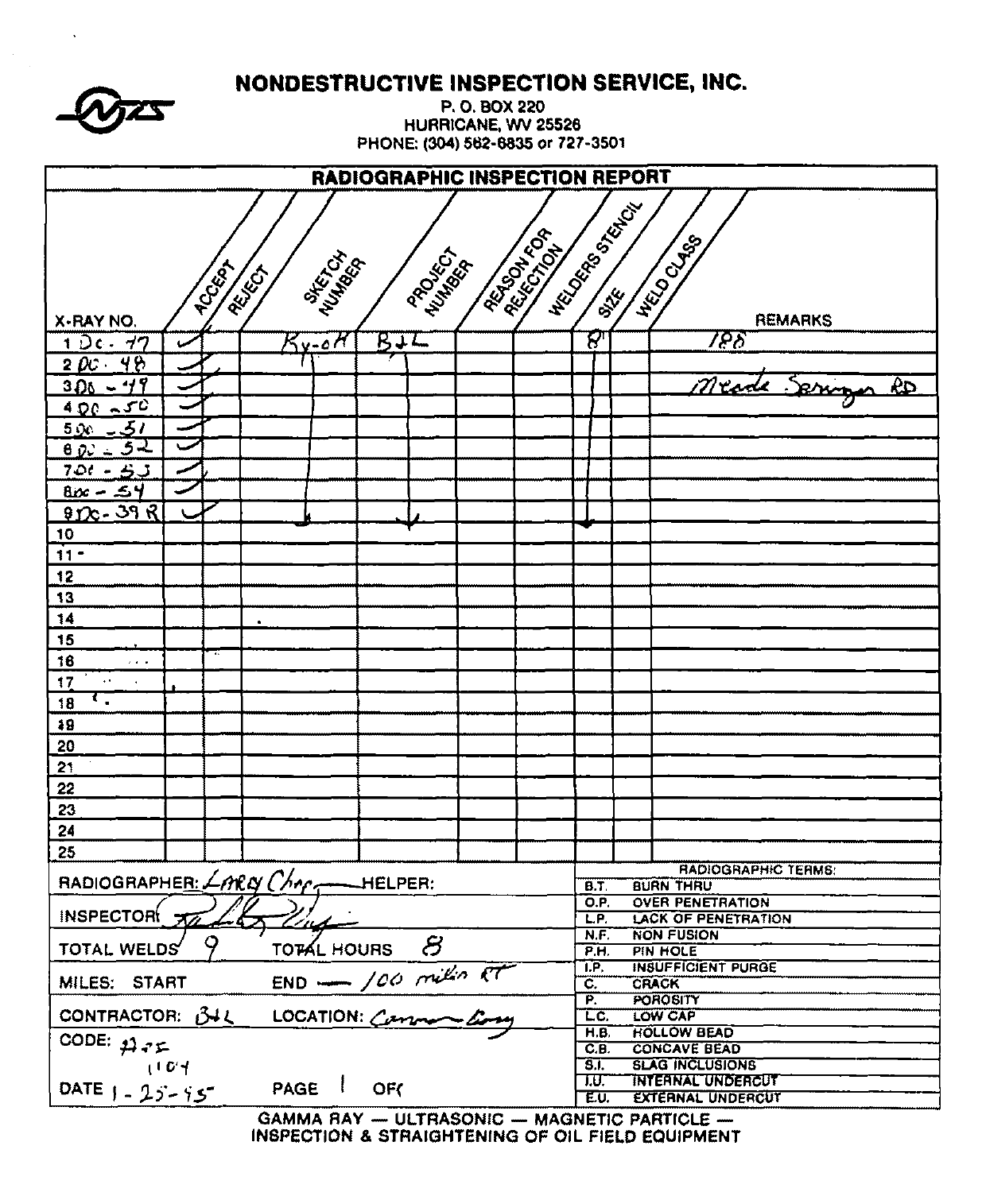# NONDESTRUCTIVE INSPECTION SERVICE, INC.

P. O. BOX 220
HURRICANE, WV 25526
PHONE: (304) 562-6835 or 727-3501

## RADIOGRAPHIC INSPECTION REPORT

| X-RAY NO. | ACCEPT | REJECT | SKETCH NUMBER | PROJECT NUMBER | REASON FOR REJECTION | WELDERS STENCIL | SIZE | WELD CLASS | REMARKS |
|---|---|---|---|---|---|---|---|---|---|
| 1 DC - 47 | ✓ | | Ky-oH | B+L | | | 8" | | 188 |
| 2 DC - 48 | ✓ | | ↓ | ↓ | | | ↓ | | |
| 3 DC - 49 | ✓ | | | | | | | | Meade Springs RD |
| 4 DC - 50 | ✓ | | | | | | | | |
| 5 DC - 51 | ✓ | | | | | | | | |
| 6 DC - 52 | ✓ | | | | | | | | |
| 7 DC - 53 | ✓ | | | | | | | | |
| 8 DC - 54 | ✓ | | | | | | | | |
| 9 DC - 39 R | ✓ | | | | | | | | |
| 10 | | | | | | | | | |
| 11 | | | | | | | | | |
| 12 | | | | | | | | | |
| 13 | | | | | | | | | |
| 14 | | | | | | | | | |
| 15 | | | | | | | | | |
| 16 | | | | | | | | | |
| 17 | | | | | | | | | |
| 18 | | | | | | | | | |
| 19 | | | | | | | | | |
| 20 | | | | | | | | | |
| 21 | | | | | | | | | |
| 22 | | | | | | | | | |
| 23 | | | | | | | | | |
| 24 | | | | | | | | | |
| 25 | | | | | | | | | |

RADIOGRAPHER: Larry Chap— HELPER:

INSPECTOR: [signature]

TOTAL WELDS: 9 TOTAL HOURS: 8

MILES: START END — 100 miles RT

CONTRACTOR: B+L LOCATION: Cannon Ferry

CODE: B.S.F. 1104

DATE: 1-25-95 PAGE 1 OF 1

**RADIOGRAPHIC TERMS:**

| | |
|---|---|
| B.T. | BURN THRU |
| O.P. | OVER PENETRATION |
| L.P. | LACK OF PENETRATION |
| N.F. | NON FUSION |
| P.H. | PIN HOLE |
| I.P. | INSUFFICIENT PURGE |
| C. | CRACK |
| P. | POROSITY |
| L.C. | LOW CAP |
| H.B. | HOLLOW BEAD |
| C.B. | CONCAVE BEAD |
| S.I. | SLAG INCLUSIONS |
| I.U. | INTERNAL UNDERCUT |
| E.U. | EXTERNAL UNDERCUT |

GAMMA RAY — ULTRASONIC — MAGNETIC PARTICLE — INSPECTION & STRAIGHTENING OF OIL FIELD EQUIPMENT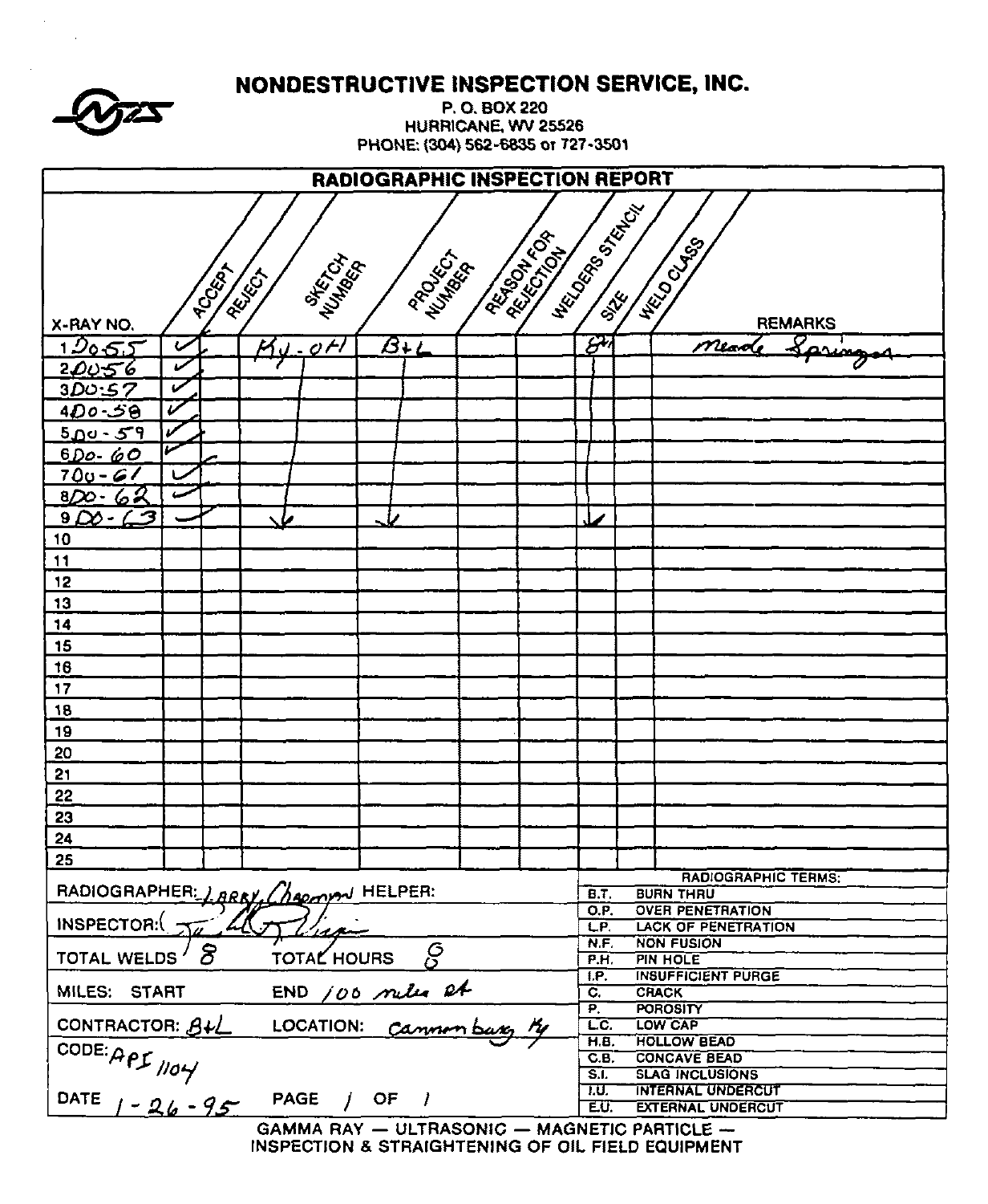# NONDESTRUCTIVE INSPECTION SERVICE, INC.

P. O. BOX 220
HURRICANE, WV 25526
PHONE: (304) 562-6835 or 727-3501

## RADIOGRAPHIC INSPECTION REPORT

| X-RAY NO. | ACCEPT | REJECT | SKETCH NUMBER | PROJECT NUMBER | REASON FOR REJECTION | WELDERS STENCIL | SIZE | WELD CLASS | REMARKS |
|---|---|---|---|---|---|---|---|---|---|
| 1 D0-55 | ✓ | | Ky-0H | B+L | | | 8" | | Meade Springer |
| 2 D0-56 | ✓ | | ↓ | ↓ | | | L.P. | | |
| 3 D0-57 | ✓ | | ↓ | ↓ | | | ↓ | | |
| 4 D0-58 | ✓ | | ↓ | ↓ | | | ↓ | | |
| 5 D0-59 | ✓ | | ↓ | ↓ | | | ↓ | | |
| 6 D0-60 | ✓ | | ↓ | ↓ | | | ↓ | | |
| 7 D0-61 | ✓ | | ↓ | ↓ | | | ↓ | | |
| 8 D0-62 | ✓ | | ↓ | ↓ | | | ↓ | | |
| 9 D0-63 | ✓ | | ↓ | ↓ | | | ↓ | | |
| 10 | | | | | | | | | |
| 11 | | | | | | | | | |
| 12 | | | | | | | | | |
| 13 | | | | | | | | | |
| 14 | | | | | | | | | |
| 15 | | | | | | | | | |
| 16 | | | | | | | | | |
| 17 | | | | | | | | | |
| 18 | | | | | | | | | |
| 19 | | | | | | | | | |
| 20 | | | | | | | | | |
| 21 | | | | | | | | | |
| 22 | | | | | | | | | |
| 23 | | | | | | | | | |
| 24 | | | | | | | | | |
| 25 | | | | | | | | | |

RADIOGRAPHER: Larry Chapman HELPER:

INSPECTOR: (signature)

TOTAL WELDS 8 TOTAL HOURS 6

MILES: START END 100 miles rt

CONTRACTOR: B+L LOCATION: Cannonburg Ky

CODE: API 1104

DATE 1-26-95 PAGE 1 OF 1

| RADIOGRAPHIC TERMS: | |
|---|---|
| B.T. | BURN THRU |
| O.P. | OVER PENETRATION |
| L.P. | LACK OF PENETRATION |
| N.F. | NON FUSION |
| P.H. | PIN HOLE |
| I.P. | INSUFFICIENT PURGE |
| C. | CRACK |
| P. | POROSITY |
| L.C. | LOW CAP |
| H.B. | HOLLOW BEAD |
| C.B. | CONCAVE BEAD |
| S.I. | SLAG INCLUSIONS |
| I.U. | INTERNAL UNDERCUT |
| E.U. | EXTERNAL UNDERCUT |

GAMMA RAY — ULTRASONIC — MAGNETIC PARTICLE —
INSPECTION & STRAIGHTENING OF OIL FIELD EQUIPMENT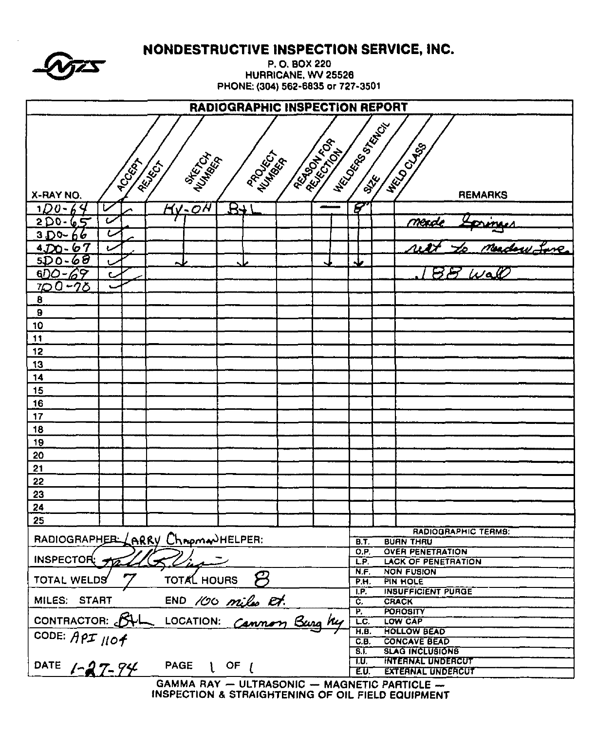# NONDESTRUCTIVE INSPECTION SERVICE, INC.

P. O. BOX 220
HURRICANE, WV 25526
PHONE: (304) 562-6835 or 727-3501

## RADIOGRAPHIC INSPECTION REPORT

| X-RAY NO. | ACCEPT | REJECT | SKETCH NUMBER | PROJECT NUMBER | REASON FOR REJECTION | WELDERS STENCIL | SIZE | WELD CLASS | REMARKS |
|---|---|---|---|---|---|---|---|---|---|
| 1 DO-64 | ✓ | | Hy-OH | B+L | | — | 8" | | |
| 2 DO-65 | ✓ | | ↓ | ↓ | | ↓ | ↓ | | Meade Springer |
| 3 DO-66 | ✓ | | ↓ | ↓ | | ↓ | ↓ | | |
| 4 DO-67 | ✓ | | ↓ | ↓ | | ↓ | ↓ | | next to Meadow Lane |
| 5 DO-68 | ✓ | | ↓ | ↓ | | ↓ | ↓ | | |
| 6 DO-69 | ✓ | | | | | | | | .188 Wall |
| 7 DO-70 | ✓ | | | | | | | | |
| 8 | | | | | | | | | |
| 9 | | | | | | | | | |
| 10 | | | | | | | | | |
| 11 | | | | | | | | | |
| 12 | | | | | | | | | |
| 13 | | | | | | | | | |
| 14 | | | | | | | | | |
| 15 | | | | | | | | | |
| 16 | | | | | | | | | |
| 17 | | | | | | | | | |
| 18 | | | | | | | | | |
| 19 | | | | | | | | | |
| 20 | | | | | | | | | |
| 21 | | | | | | | | | |
| 22 | | | | | | | | | |
| 23 | | | | | | | | | |
| 24 | | | | | | | | | |
| 25 | | | | | | | | | |

RADIOGRAPHER: Larry Chapman HELPER:

INSPECTOR: [signature]

TOTAL WELDS 7 TOTAL HOURS 8

MILES: START END 100 miles Rt.

CONTRACTOR: B+L LOCATION: Cannon Burg Ky

CODE: API 1104

DATE 1-27-94 PAGE 1 OF 1

**RADIOGRAPHIC TERMS:**

| | |
|---|---|
| B.T. | BURN THRU |
| O.P. | OVER PENETRATION |
| L.P. | LACK OF PENETRATION |
| N.F. | NON FUSION |
| P.H. | PIN HOLE |
| I.P. | INSUFFICIENT PURGE |
| C. | CRACK |
| P. | POROSITY |
| L.C. | LOW CAP |
| H.B. | HOLLOW BEAD |
| C.B. | CONCAVE BEAD |
| S.I. | SLAG INCLUSIONS |
| I.U. | INTERNAL UNDERCUT |
| E.U. | EXTERNAL UNDERCUT |

GAMMA RAY — ULTRASONIC — MAGNETIC PARTICLE —
INSPECTION & STRAIGHTENING OF OIL FIELD EQUIPMENT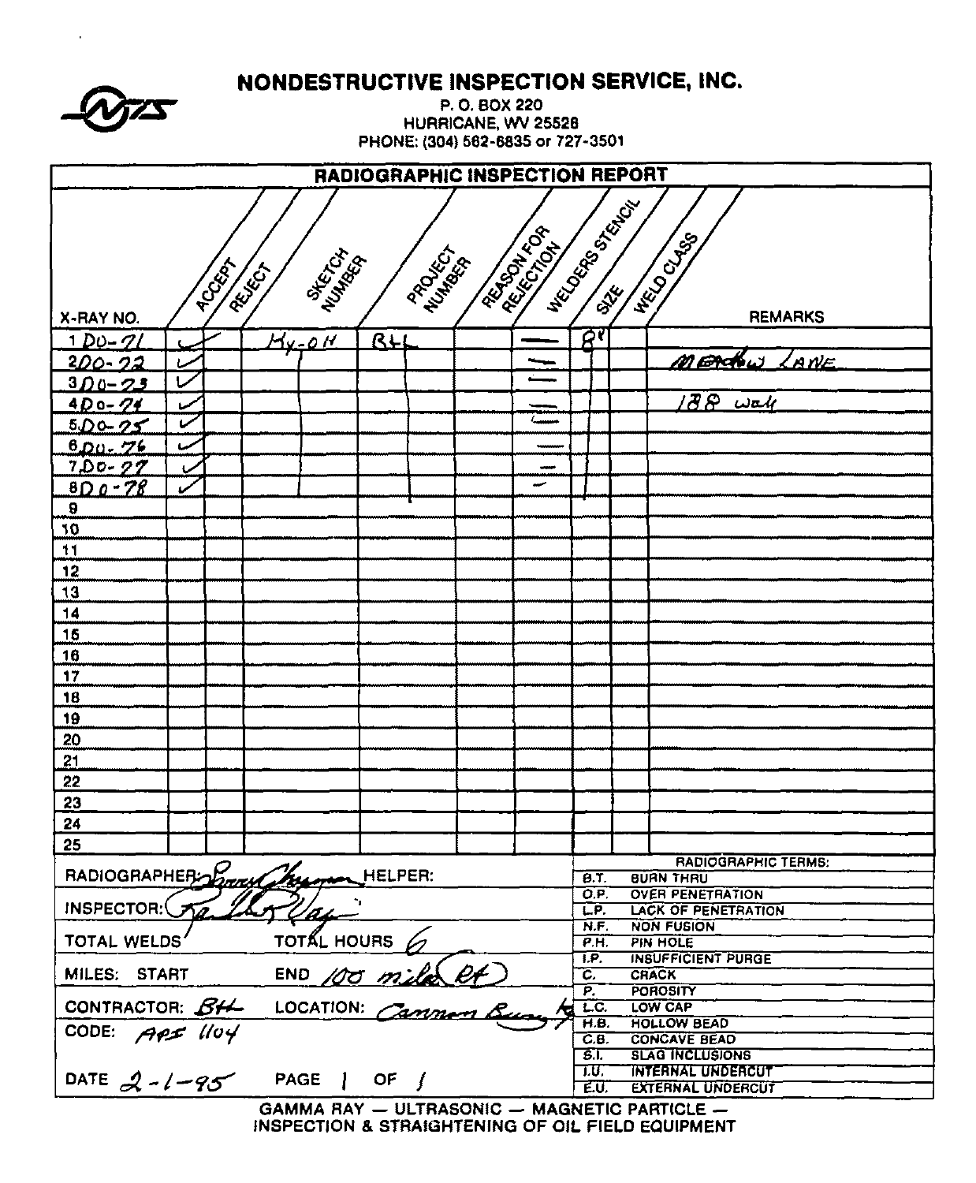# NONDESTRUCTIVE INSPECTION SERVICE, INC.

P. O. BOX 220
HURRICANE, WV 25526
PHONE: (304) 562-6835 or 727-3501

## RADIOGRAPHIC INSPECTION REPORT

| X-RAY NO. | ACCEPT | REJECT | SKETCH NUMBER | PROJECT NUMBER | REASON FOR REJECTION | WELDERS STENCIL | SIZE | WELD CLASS | REMARKS |
|---|---|---|---|---|---|---|---|---|---|
| 1 DO-71 | ✓ | | Ky-OH | BH | | — | 8" | | |
| 2 DO-72 | ✓ | | | | | — | | | Meadow Lane |
| 3 DO-73 | ✓ | | | | | — | | | |
| 4 DO-74 | ✓ | | | | | — | | | 188 wall |
| 5 DO-75 | ✓ | | | | | — | | | |
| 6 DO-76 | ✓ | | | | | — | | | |
| 7 DO-77 | ✓ | | | | | — | | | |
| 8 DO-78 | ✓ | | | | | — | | | |
| 9 | | | | | | | | | |
| 10 | | | | | | | | | |
| 11 | | | | | | | | | |
| 12 | | | | | | | | | |
| 13 | | | | | | | | | |
| 14 | | | | | | | | | |
| 15 | | | | | | | | | |
| 16 | | | | | | | | | |
| 17 | | | | | | | | | |
| 18 | | | | | | | | | |
| 19 | | | | | | | | | |
| 20 | | | | | | | | | |
| 21 | | | | | | | | | |
| 22 | | | | | | | | | |
| 23 | | | | | | | | | |
| 24 | | | | | | | | | |
| 25 | | | | | | | | | |

RADIOGRAPHER: *(signature)* HELPER:

INSPECTOR: *(signature)*

TOTAL WELDS TOTAL HOURS 6

MILES: START END 100 miles RT

CONTRACTOR: BH LOCATION: Cannon Bury

CODE: API 1104

DATE 2-1-95 PAGE 1 OF 1

| RADIOGRAPHIC TERMS: | |
|---|---|
| B.T. | BURN THRU |
| O.P. | OVER PENETRATION |
| L.P. | LACK OF PENETRATION |
| N.F. | NON FUSION |
| P.H. | PIN HOLE |
| I.P. | INSUFFICIENT PURGE |
| C. | CRACK |
| P. | POROSITY |
| L.C. | LOW CAP |
| H.B. | HOLLOW BEAD |
| C.B. | CONCAVE BEAD |
| S.I. | SLAG INCLUSIONS |
| I.U. | INTERNAL UNDERCUT |
| E.U. | EXTERNAL UNDERCUT |

GAMMA RAY — ULTRASONIC — MAGNETIC PARTICLE — INSPECTION & STRAIGHTENING OF OIL FIELD EQUIPMENT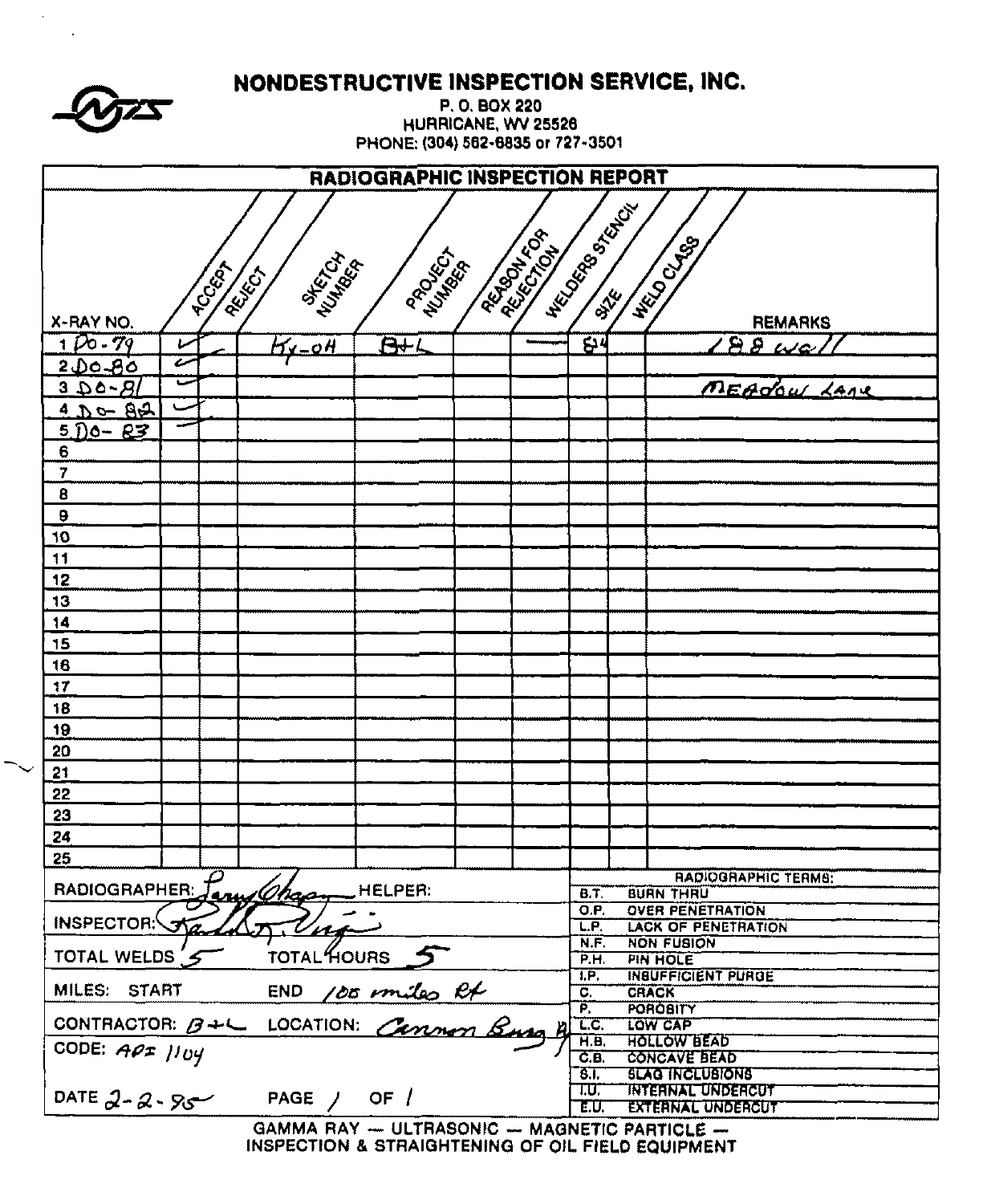# NONDESTRUCTIVE INSPECTION SERVICE, INC.

P. O. BOX 220
HURRICANE, WV 25526
PHONE: (304) 562-6835 or 727-3501

## RADIOGRAPHIC INSPECTION REPORT

| X-RAY NO. | ACCEPT | REJECT | SKETCH NUMBER | PROJECT NUMBER | REASON FOR REJECTION | WELDERS STENCIL | SIZE | WELD CLASS | REMARKS |
|---|---|---|---|---|---|---|---|---|---|
| 1 Do-79 | ✓ | | Ky-04 | B+L | | — | 8" | | .188 wall |
| 2 Do-80 | ✓ | | | | | | | | |
| 3 Do-81 | ✓ | | | | | | | | Meadow Lane |
| 4 Do-82 | ✓ | | | | | | | | |
| 5 Do-83 | ✓ | | | | | | | | |
| 6 | | | | | | | | | |
| 7 | | | | | | | | | |
| 8 | | | | | | | | | |
| 9 | | | | | | | | | |
| 10 | | | | | | | | | |
| 11 | | | | | | | | | |
| 12 | | | | | | | | | |
| 13 | | | | | | | | | |
| 14 | | | | | | | | | |
| 15 | | | | | | | | | |
| 16 | | | | | | | | | |
| 17 | | | | | | | | | |
| 18 | | | | | | | | | |
| 19 | | | | | | | | | |
| 20 | | | | | | | | | |
| 21 | | | | | | | | | |
| 22 | | | | | | | | | |
| 23 | | | | | | | | | |
| 24 | | | | | | | | | |
| 25 | | | | | | | | | |

RADIOGRAPHER: Larry Chapman HELPER:

INSPECTOR: Randall R. Virgin

TOTAL WELDS 5 TOTAL HOURS 5

MILES: START END 100 miles Rt

CONTRACTOR: B+L LOCATION: Cannon Burg Ky

CODE: API 1104

DATE 2-2-95 PAGE 1 OF 1

| RADIOGRAPHIC TERMS: | |
|---|---|
| B.T. | BURN THRU |
| O.P. | OVER PENETRATION |
| L.P. | LACK OF PENETRATION |
| N.F. | NON FUSION |
| P.H. | PIN HOLE |
| I.P. | INSUFFICIENT PURGE |
| C. | CRACK |
| P. | POROSITY |
| L.C. | LOW CAP |
| H.B. | HOLLOW BEAD |
| C.B. | CONCAVE BEAD |
| S.I. | SLAG INCLUSIONS |
| I.U. | INTERNAL UNDERCUT |
| E.U. | EXTERNAL UNDERCUT |

GAMMA RAY — ULTRASONIC — MAGNETIC PARTICLE —
INSPECTION & STRAIGHTENING OF OIL FIELD EQUIPMENT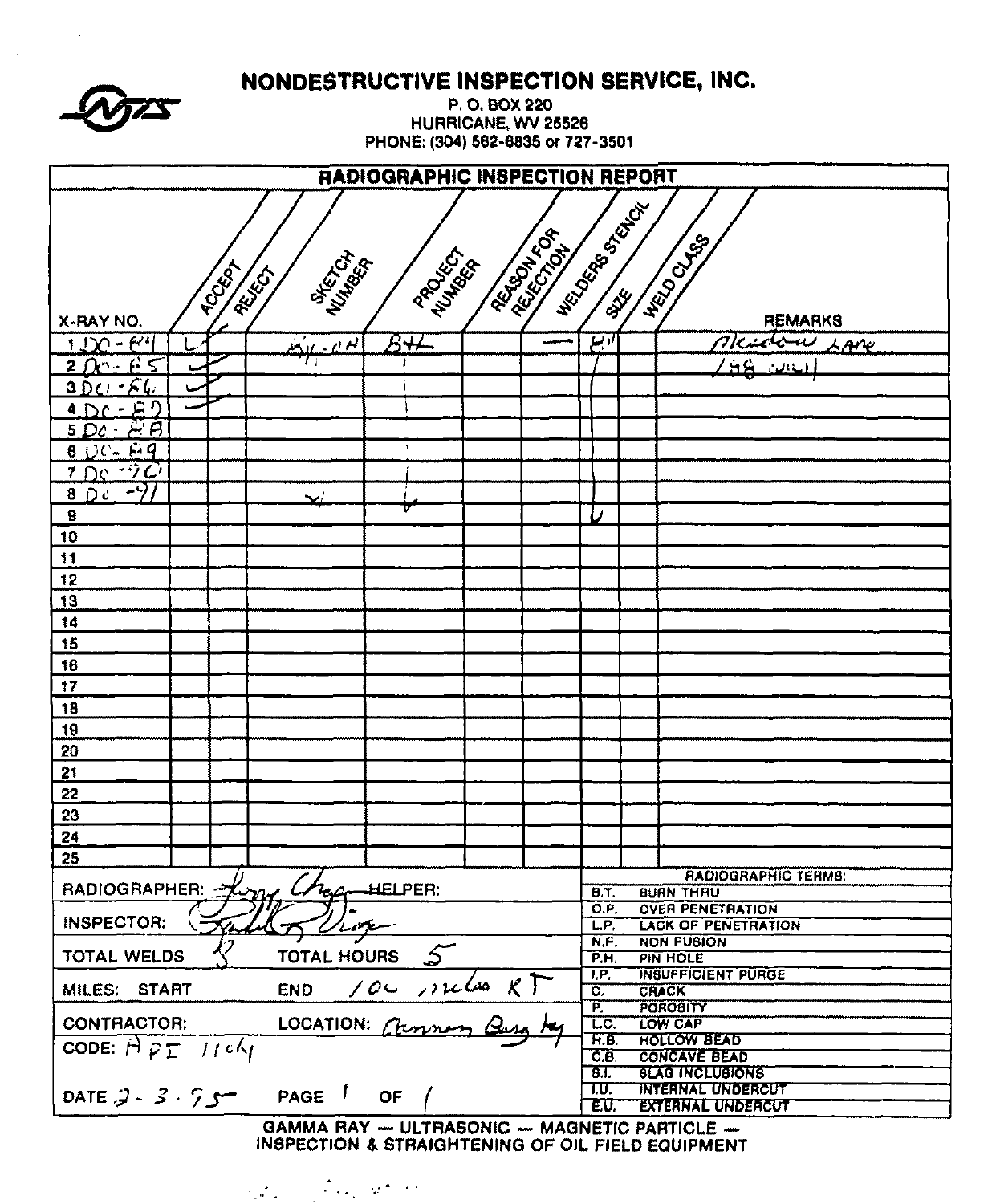# NONDESTRUCTIVE INSPECTION SERVICE, INC.

P. O. BOX 220
HURRICANE, WV 25526
PHONE: (304) 562-6835 or 727-3501

## RADIOGRAPHIC INSPECTION REPORT

| X-RAY NO. | ACCEPT | REJECT | SKETCH NUMBER | PROJECT NUMBER | REASON FOR REJECTION | WELDERS STENCIL | SIZE | WELD CLASS | REMARKS |
|---|---|---|---|---|---|---|---|---|---|
| 1 DC-84 | ✓ | | BH-CH | BH | | — | 8" | | Meadow Lane |
| 2 DC-85 | ✓ | | | \| | | | \| | | 188 well |
| 3 DC-86 | ✓ | | | \| | | | \| | | |
| 4 DC-87 | ✓ | | | \| | | | \| | | |
| 5 DC-88 | | | | \| | | | \| | | |
| 6 DC-89 | | | | \| | | | \| | | |
| 7 DC-90 | | | | \| | | | \| | | |
| 8 DC-91 | | | ✓ | ✓ | | | \| | | |
| 9 | | | | | | | ✓ | | |
| 10 | | | | | | | | | |
| 11 | | | | | | | | | |
| 12 | | | | | | | | | |
| 13 | | | | | | | | | |
| 14 | | | | | | | | | |
| 15 | | | | | | | | | |
| 16 | | | | | | | | | |
| 17 | | | | | | | | | |
| 18 | | | | | | | | | |
| 19 | | | | | | | | | |
| 20 | | | | | | | | | |
| 21 | | | | | | | | | |
| 22 | | | | | | | | | |
| 23 | | | | | | | | | |
| 24 | | | | | | | | | |
| 25 | | | | | | | | | |

RADIOGRAPHER: [signature] HELPER:

INSPECTOR: [signature]

TOTAL WELDS 8 TOTAL HOURS 5

MILES: START END 100 miles RT

CONTRACTOR: LOCATION: Cannon Burg ky

CODE: API 1104

DATE 2-3-95 PAGE 1 OF 1

| RADIOGRAPHIC TERMS: | |
|---|---|
| B.T. | BURN THRU |
| O.P. | OVER PENETRATION |
| L.P. | LACK OF PENETRATION |
| N.F. | NON FUSION |
| P.H. | PIN HOLE |
| I.P. | INSUFFICIENT PURGE |
| C. | CRACK |
| P. | POROSITY |
| L.C. | LOW CAP |
| H.B. | HOLLOW BEAD |
| C.B. | CONCAVE BEAD |
| S.I. | SLAG INCLUSIONS |
| I.U. | INTERNAL UNDERCUT |
| E.U. | EXTERNAL UNDERCUT |

GAMMA RAY — ULTRASONIC — MAGNETIC PARTICLE —
INSPECTION & STRAIGHTENING OF OIL FIELD EQUIPMENT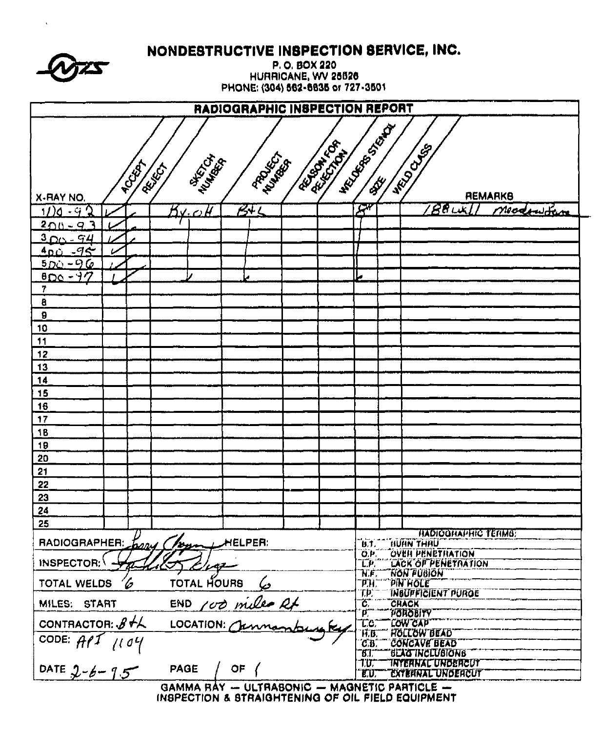# NONDESTRUCTIVE INSPECTION SERVICE, INC.

P. O. BOX 220
HURRICANE, WV 25526
PHONE: (304) 562-6835 or 727-3501

## RADIOGRAPHIC INSPECTION REPORT

| X-RAY NO. | ACCEPT | REJECT | SKETCH NUMBER | PROJECT NUMBER | REASON FOR REJECTION | WELDERS STENCIL | SIZE | WELD CLASS | REMARKS |
|---|---|---|---|---|---|---|---|---|---|
| 1 DO-92 | ✓ | | Ky. OH | B+L | | | 8" | | 18 Bwk11 Meadowlane |
| 2 DO-93 | ✓ | | | | | | | | |
| 3 DO-94 | ✓ | | | | | | | | |
| 4 DO-95 | ✓ | | | | | | | | |
| 5 DO-96 | ✓ | | | | | | | | |
| 6 DO-97 | ✓ | | | | | | | | |
| 7 | | | | | | | | | |
| 8 | | | | | | | | | |
| 9 | | | | | | | | | |
| 10 | | | | | | | | | |
| 11 | | | | | | | | | |
| 12 | | | | | | | | | |
| 13 | | | | | | | | | |
| 14 | | | | | | | | | |
| 15 | | | | | | | | | |
| 16 | | | | | | | | | |
| 17 | | | | | | | | | |
| 18 | | | | | | | | | |
| 19 | | | | | | | | | |
| 20 | | | | | | | | | |
| 21 | | | | | | | | | |
| 22 | | | | | | | | | |
| 23 | | | | | | | | | |
| 24 | | | | | | | | | |
| 25 | | | | | | | | | |

RADIOGRAPHER: Larry Chapman HELPER:

INSPECTOR: [signature]

TOTAL WELDS 6 TOTAL HOURS 6

MILES: START END 100 miles Rt

CONTRACTOR: B+L LOCATION: Cannonsburg Ky

CODE: API 1104

DATE 2-6-95 PAGE 1 OF 1

**RADIOGRAPHIC TERMS:**

- B.T. BURN THRU
- O.P. OVER PENETRATION
- L.P. LACK OF PENETRATION
- N.F. NON FUSION
- P.H. PIN HOLE
- I.P. INSUFFICIENT PURGE
- C. CRACK
- P. POROSITY
- L.C. LOW CAP
- H.B. HOLLOW BEAD
- C.B. CONCAVE BEAD
- S.I. SLAG INCLUSIONS
- I.U. INTERNAL UNDERCUT
- E.U. EXTERNAL UNDERCUT

GAMMA RAY — ULTRASONIC — MAGNETIC PARTICLE —
INSPECTION & STRAIGHTENING OF OIL FIELD EQUIPMENT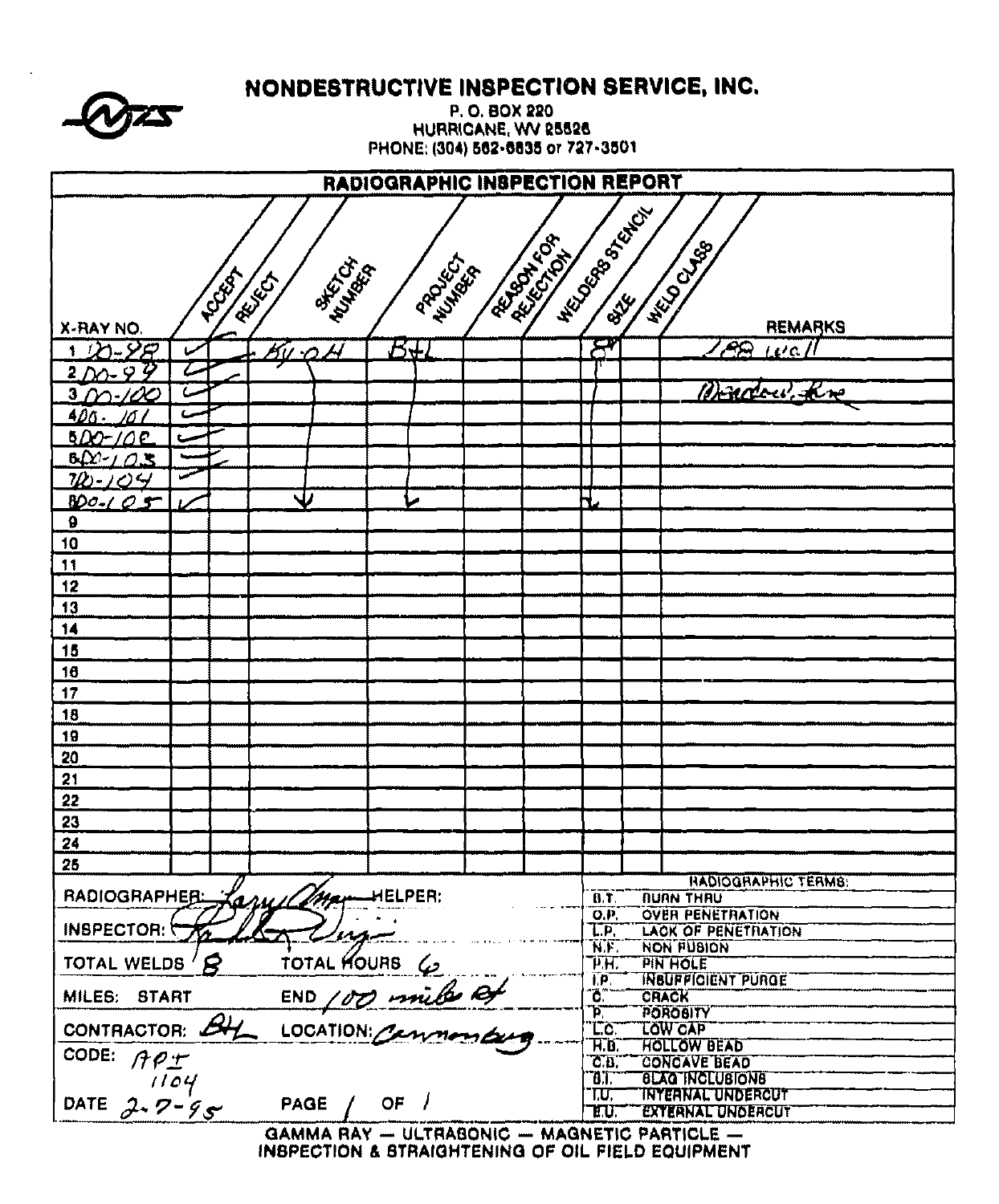# NONDESTRUCTIVE INSPECTION SERVICE, INC.

P. O. BOX 220
HURRICANE, WV 25526
PHONE: (304) 562-6635 or 727-3501

## RADIOGRAPHIC INSPECTION REPORT

| X-RAY NO. | ACCEPT | REJECT | SKETCH NUMBER | PROJECT NUMBER | REASON FOR REJECTION | WELDERS STENCIL | SIZE | WELD CLASS | REMARKS |
|---|---|---|---|---|---|---|---|---|---|
| 1 DO-98 | ✓ | | BY-DH | BH | | | 8 | | .188 wall |
| 2 DO-99 | ✓ | | ↓ | ↓ | | | ↓ | | |
| 3 DO-100 | ✓ | | | | | | | | Window Ave |
| 4 DO-101 | ✓ | | | | | | | | |
| 5 DO-102 | ✓ | | | | | | | | |
| 6 DO-103 | ✓ | | | | | | | | |
| 7 DO-104 | ✓ | | | | | | | | |
| 8 DO-105 | ✓ | | ↓ | ↓ | | | ↓ | | |
| 9 | | | | | | | | | |
| 10 | | | | | | | | | |
| 11 | | | | | | | | | |
| 12 | | | | | | | | | |
| 13 | | | | | | | | | |
| 14 | | | | | | | | | |
| 15 | | | | | | | | | |
| 16 | | | | | | | | | |
| 17 | | | | | | | | | |
| 18 | | | | | | | | | |
| 19 | | | | | | | | | |
| 20 | | | | | | | | | |
| 21 | | | | | | | | | |
| 22 | | | | | | | | | |
| 23 | | | | | | | | | |
| 24 | | | | | | | | | |
| 25 | | | | | | | | | |

RADIOGRAPHER: *(signature)* HELPER:

INSPECTOR: *(signature)*

TOTAL WELDS 8 TOTAL HOURS 6

MILES: START END 100 mile RT

CONTRACTOR: BH LOCATION: Cannonsburg

CODE: API 1104

DATE 2-7-95 PAGE 1 OF 1

| RADIOGRAPHIC TERMS: | |
|---|---|
| B.T. | BURN THRU |
| O.P. | OVER PENETRATION |
| L.P. | LACK OF PENETRATION |
| N.F. | NON FUSION |
| P.H. | PIN HOLE |
| I.P. | INSUFFICIENT PURGE |
| C. | CRACK |
| P. | POROSITY |
| L.C. | LOW CAP |
| H.B. | HOLLOW BEAD |
| C.B. | CONCAVE BEAD |
| S.I. | SLAG INCLUSIONS |
| I.U. | INTERNAL UNDERCUT |
| E.U. | EXTERNAL UNDERCUT |

GAMMA RAY — ULTRASONIC — MAGNETIC PARTICLE —
INSPECTION & STRAIGHTENING OF OIL FIELD EQUIPMENT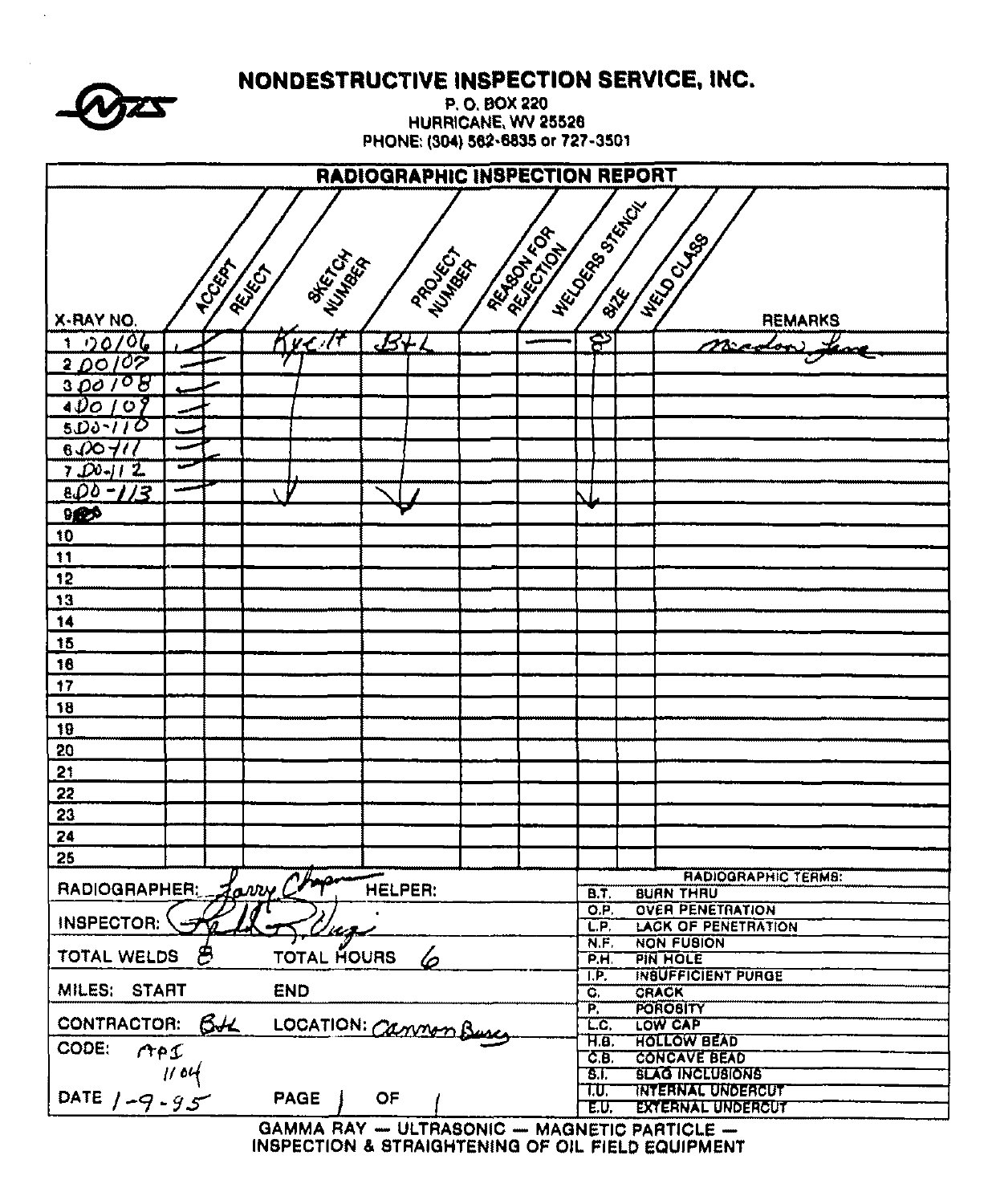# NONDESTRUCTIVE INSPECTION SERVICE, INC.

P. O. BOX 220
HURRICANE, WV 25526
PHONE: (304) 562-6835 or 727-3501

## RADIOGRAPHIC INSPECTION REPORT

| X-RAY NO. | ACCEPT | REJECT | SKETCH NUMBER | PROJECT NUMBER | REASON FOR REJECTION | WELDERS STENCIL | SIZE | WELD CLASS | REMARKS |
|---|---|---|---|---|---|---|---|---|---|
| 1 00106 | ✓ | | Kyc.17 | B+L | | — | 8 | | Miedon Lane |
| 2 00107 | ✓ | | ↓ | ↓ | | | ↓ | | |
| 3 00108 | ✓ | | | | | | | | |
| 4 00109 | ✓ | | | | | | | | |
| 5 00-110 | ✓ | | | | | | | | |
| 6 00-111 | ✓ | | | | | | | | |
| 7 00-112 | ✓ | | | | | | | | |
| 8 00-113 | ✓ | | ↓ | ↓ | | | ↓ | | |
| 9 | | | | | | | | | |
| 10 | | | | | | | | | |
| 11 | | | | | | | | | |
| 12 | | | | | | | | | |
| 13 | | | | | | | | | |
| 14 | | | | | | | | | |
| 15 | | | | | | | | | |
| 16 | | | | | | | | | |
| 17 | | | | | | | | | |
| 18 | | | | | | | | | |
| 19 | | | | | | | | | |
| 20 | | | | | | | | | |
| 21 | | | | | | | | | |
| 22 | | | | | | | | | |
| 23 | | | | | | | | | |
| 24 | | | | | | | | | |
| 25 | | | | | | | | | |

RADIOGRAPHER: Larry Chapman HELPER:

INSPECTOR: (signature)

TOTAL WELDS 8 TOTAL HOURS 6

MILES: START END

CONTRACTOR: B+L LOCATION: Cannon Busey

CODE: API 1104

DATE 1-9-95 PAGE 1 OF 1

**RADIOGRAPHIC TERMS:**

| | |
|---|---|
| B.T. | BURN THRU |
| O.P. | OVER PENETRATION |
| L.P. | LACK OF PENETRATION |
| N.F. | NON FUSION |
| P.H. | PIN HOLE |
| I.P. | INSUFFICIENT PURGE |
| C. | CRACK |
| P. | POROSITY |
| L.C. | LOW CAP |
| H.B. | HOLLOW BEAD |
| C.B. | CONCAVE BEAD |
| S.I. | SLAG INCLUSIONS |
| I.U. | INTERNAL UNDERCUT |
| E.U. | EXTERNAL UNDERCUT |

GAMMA RAY — ULTRASONIC — MAGNETIC PARTICLE — INSPECTION & STRAIGHTENING OF OIL FIELD EQUIPMENT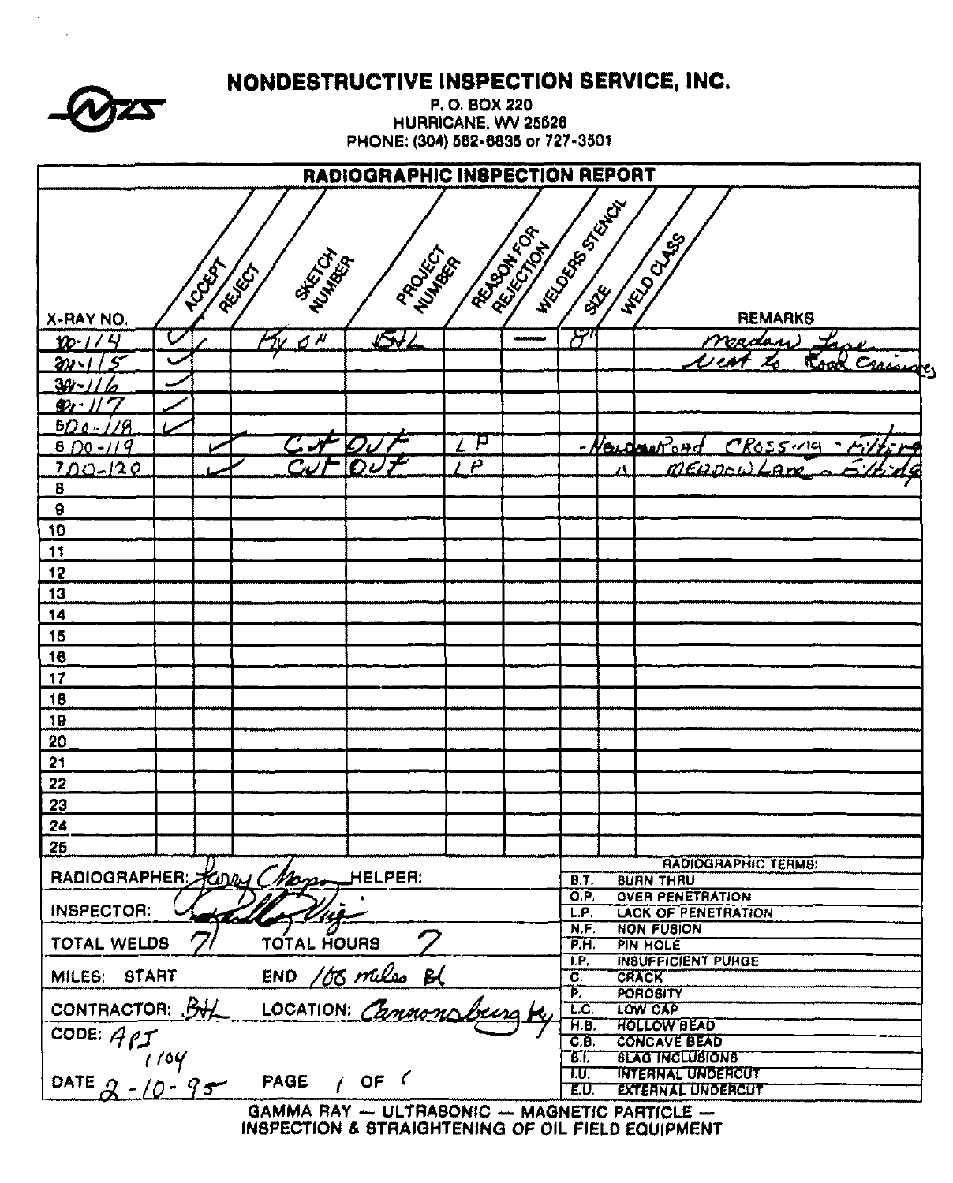# NONDESTRUCTIVE INSPECTION SERVICE, INC.

P. O. BOX 220
HURRICANE, WV 25526
PHONE: (304) 562-6835 or 727-3501

## RADIOGRAPHIC INSPECTION REPORT

| X-RAY NO. | ACCEPT | REJECT | SKETCH NUMBER | PROJECT NUMBER | REASON FOR REJECTION | WELDERS STENCIL | SIZE | WELD CLASS | REMARKS |
|---|---|---|---|---|---|---|---|---|---|
| 100-114 | ✓ | ✓ | Ky 8" | BHL | | — | 8" | | Meadow Lane |
| 200-115 | ✓ | | | | | | | | Next to Road Crossing |
| 300-116 | ✓ | | | | | | | | |
| 400-117 | ✓ | | | | | | | | |
| 500-118 | ✓ | | | | | | | | |
| 600-119 | | ✓ | Cut Out | | LP | | - Newcomb Road Crossing - Fitting | | |
| 700-120 | | ✓ | Cut Out | | LP | | | 〃 | Meadow Lane - Fitting |
| 8 | | | | | | | | | |
| 9 | | | | | | | | | |
| 10 | | | | | | | | | |
| 11 | | | | | | | | | |
| 12 | | | | | | | | | |
| 13 | | | | | | | | | |
| 14 | | | | | | | | | |
| 15 | | | | | | | | | |
| 16 | | | | | | | | | |
| 17 | | | | | | | | | |
| 18 | | | | | | | | | |
| 19 | | | | | | | | | |
| 20 | | | | | | | | | |
| 21 | | | | | | | | | |
| 22 | | | | | | | | | |
| 23 | | | | | | | | | |
| 24 | | | | | | | | | |
| 25 | | | | | | | | | |

RADIOGRAPHER: Larry Chapman HELPER:

INSPECTOR: [signature]

TOTAL WELDS 7 TOTAL HOURS 7

MILES: START END 108 miles BL

CONTRACTOR: BHL LOCATION: Cannonsburg Ky

CODE: API 1104

DATE 2-10-95 PAGE 1 OF 1

| RADIOGRAPHIC TERMS: | |
|---|---|
| B.T. | BURN THRU |
| O.P. | OVER PENETRATION |
| L.P. | LACK OF PENETRATION |
| N.F. | NON FUSION |
| P.H. | PIN HOLE |
| I.P. | INSUFFICIENT PURGE |
| C. | CRACK |
| P. | POROSITY |
| L.C. | LOW CAP |
| H.B. | HOLLOW BEAD |
| C.B. | CONCAVE BEAD |
| B.I. | SLAG INCLUSIONS |
| I.U. | INTERNAL UNDERCUT |
| E.U. | EXTERNAL UNDERCUT |

GAMMA RAY — ULTRASONIC — MAGNETIC PARTICLE —
INSPECTION & STRAIGHTENING OF OIL FIELD EQUIPMENT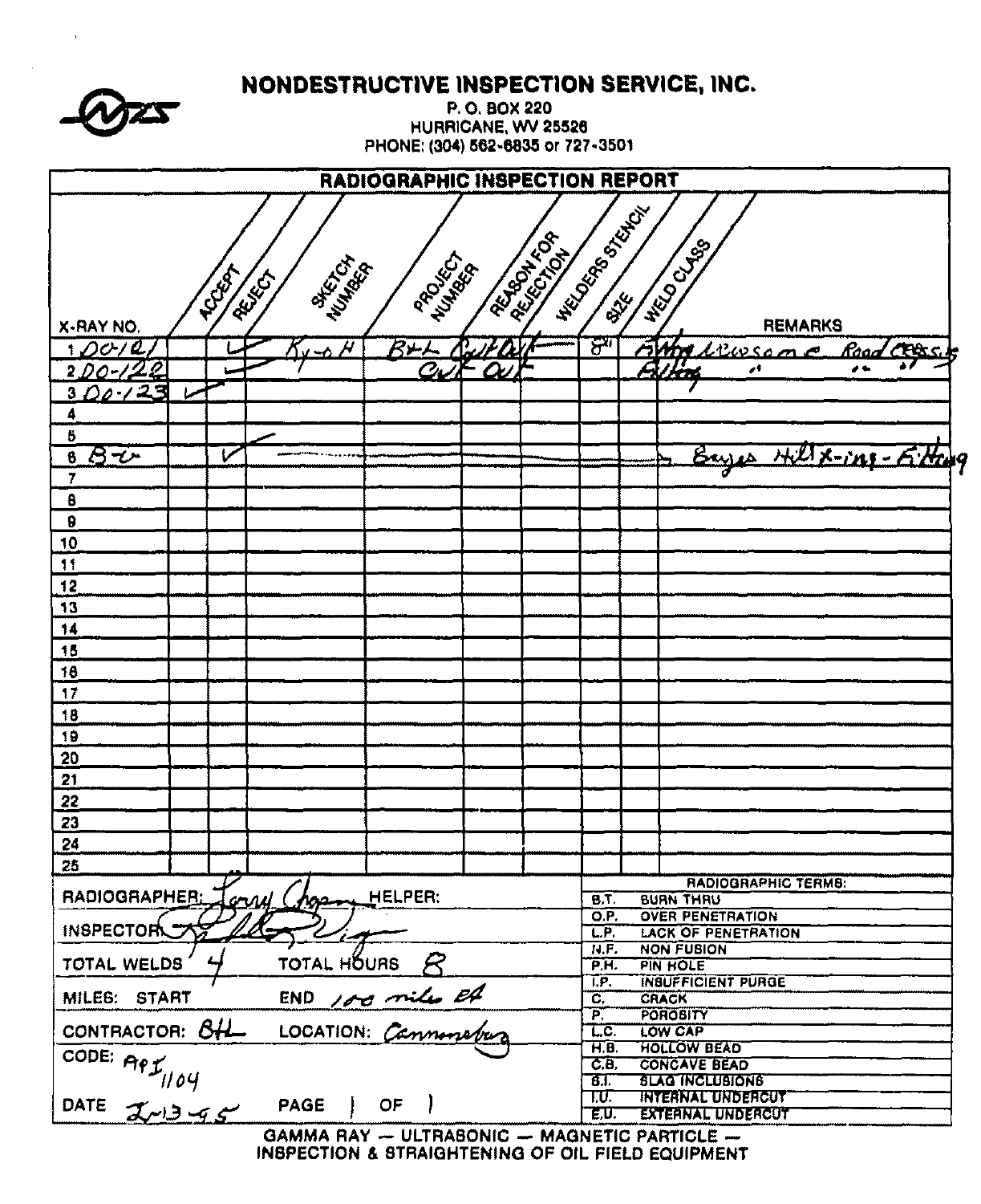# NONDESTRUCTIVE INSPECTION SERVICE, INC.

P. O. BOX 220
HURRICANE, WV 25526
PHONE: (304) 562-6835 or 727-3501

## RADIOGRAPHIC INSPECTION REPORT

| X-RAY NO. | ACCEPT | REJECT | SKETCH NUMBER | PROJECT NUMBER | REASON FOR REJECTION | WELDERS STENCIL | SIZE | WELD CLASS | REMARKS |
|---|---|---|---|---|---|---|---|---|---|
| 1 DO-121 | | ✓ | Ky-o H | B+L | Cut Out | | 8" | Attwg | Wholesome Road Crossing |
| 2 DO-122 | | ✓ | | | Cut Out | | | Atting | " " " |
| 3 DO-123 | ✓ | | | | | | | | |
| 4 | | | | | | | | | |
| 5 | | | | | | | | | |
| 6 B-v | | ✓ | | | | | | | Bayes Hill X-ing - Fitting |
| 7 | | | | | | | | | |
| 8 | | | | | | | | | |
| 9 | | | | | | | | | |
| 10 | | | | | | | | | |
| 11 | | | | | | | | | |
| 12 | | | | | | | | | |
| 13 | | | | | | | | | |
| 14 | | | | | | | | | |
| 15 | | | | | | | | | |
| 16 | | | | | | | | | |
| 17 | | | | | | | | | |
| 18 | | | | | | | | | |
| 19 | | | | | | | | | |
| 20 | | | | | | | | | |
| 21 | | | | | | | | | |
| 22 | | | | | | | | | |
| 23 | | | | | | | | | |
| 24 | | | | | | | | | |
| 25 | | | | | | | | | |

RADIOGRAPHER: Larry Chapman HELPER:

INSPECTOR: [signature]

TOTAL WELDS 4 TOTAL HOURS 8

MILES: START END 100 miles ea

CONTRACTOR: BHL LOCATION: Cannonsburg

CODE: API 1104

DATE 2-13-95 PAGE 1 OF 1

**RADIOGRAPHIC TERMS:**

| | |
|---|---|
| B.T. | BURN THRU |
| O.P. | OVER PENETRATION |
| L.P. | LACK OF PENETRATION |
| N.F. | NON FUSION |
| P.H. | PIN HOLE |
| I.P. | INSUFFICIENT PURGE |
| C. | CRACK |
| P. | POROSITY |
| L.C. | LOW CAP |
| H.B. | HOLLOW BEAD |
| C.B. | CONCAVE BEAD |
| S.I. | SLAG INCLUSIONS |
| I.U. | INTERNAL UNDERCUT |
| E.U. | EXTERNAL UNDERCUT |

GAMMA RAY — ULTRASONIC — MAGNETIC PARTICLE —
INSPECTION & STRAIGHTENING OF OIL FIELD EQUIPMENT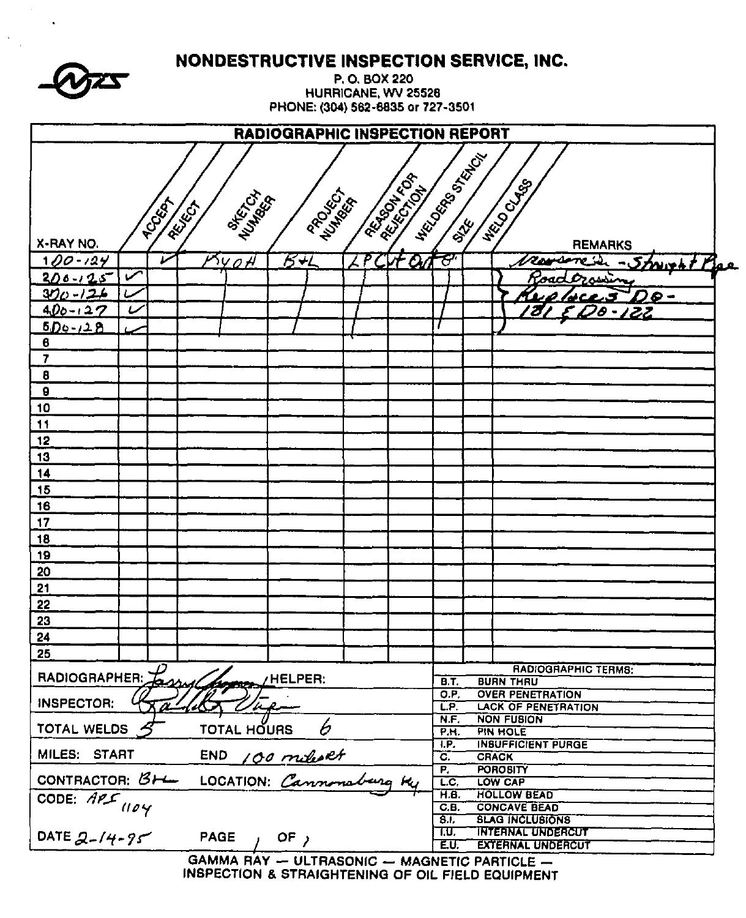# NONDESTRUCTIVE INSPECTION SERVICE, INC.

P. O. BOX 220
HURRICANE, WV 25526
PHONE: (304) 562-6835 or 727-3501

## RADIOGRAPHIC INSPECTION REPORT

| X-RAY NO. | ACCEPT | REJECT | SKETCH NUMBER | PROJECT NUMBER | REASON FOR REJECTION | WELDERS STENCIL | SIZE | WELD CLASS | REMARKS |
|---|---|---|---|---|---|---|---|---|---|
| 1 DO-124 | | ✓ | KY0H | B+L | LP | Cut Out | 8" | | Crossover - Straight Pipe |
| 2 DO-125 | ✓ | | \| | \| | \| | | \| | | Roadcrossing |
| 3 DO-126 | ✓ | | \| | \| | \| | | \| | | Replaces DO- |
| 4 DO-127 | ✓ | | \| | \| | \| | | | | 181 & DO-122 |
| 5 DO-128 | ✓ | | \| | \| | \| | | | | |
| 6 | | | | | | | | | |
| 7 | | | | | | | | | |
| 8 | | | | | | | | | |
| 9 | | | | | | | | | |
| 10 | | | | | | | | | |
| 11 | | | | | | | | | |
| 12 | | | | | | | | | |
| 13 | | | | | | | | | |
| 14 | | | | | | | | | |
| 15 | | | | | | | | | |
| 16 | | | | | | | | | |
| 17 | | | | | | | | | |
| 18 | | | | | | | | | |
| 19 | | | | | | | | | |
| 20 | | | | | | | | | |
| 21 | | | | | | | | | |
| 22 | | | | | | | | | |
| 23 | | | | | | | | | |
| 24 | | | | | | | | | |
| 25 | | | | | | | | | |

RADIOGRAPHER: Larry Chapman HELPER:

INSPECTOR: Randall Vage

TOTAL WELDS 5 TOTAL HOURS 6

MILES: START END 100 miles RT

CONTRACTOR: BH LOCATION: Cannonsburg Ky

CODE: API 1104

DATE 2-14-95 PAGE 1 OF 1

| RADIOGRAPHIC TERMS: | |
|---|---|
| B.T. | BURN THRU |
| O.P. | OVER PENETRATION |
| L.P. | LACK OF PENETRATION |
| N.F. | NON FUSION |
| P.H. | PIN HOLE |
| I.P. | INSUFFICIENT PURGE |
| C. | CRACK |
| P. | POROSITY |
| L.C. | LOW CAP |
| H.B. | HOLLOW BEAD |
| C.B. | CONCAVE BEAD |
| S.I. | SLAG INCLUSIONS |
| I.U. | INTERNAL UNDERCUT |
| E.U. | EXTERNAL UNDERCUT |

GAMMA RAY — ULTRASONIC — MAGNETIC PARTICLE — INSPECTION & STRAIGHTENING OF OIL FIELD EQUIPMENT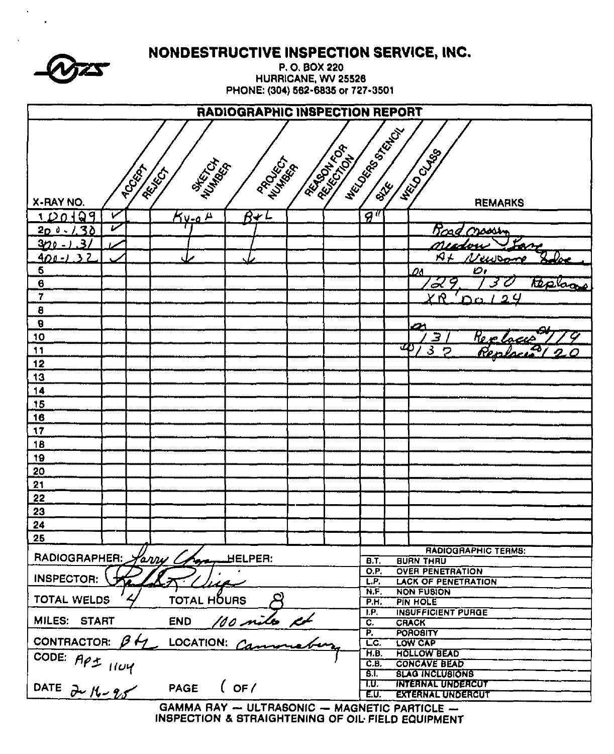# NONDESTRUCTIVE INSPECTION SERVICE, INC.

P. O. BOX 220
HURRICANE, WV 25526
PHONE: (304) 562-6835 or 727-3501

## RADIOGRAPHIC INSPECTION REPORT

| X-RAY NO. | ACCEPT | REJECT | SKETCH NUMBER | PROJECT NUMBER | REASON FOR REJECTION | WELDERS STENCIL | SIZE | WELD CLASS | REMARKS |
|---|---|---|---|---|---|---|---|---|---|
| 100-129 | ✓ | | Ky-0 H | B+L | | | 8" | | |
| 200-130 | ✓ | | ↓ | ↓ | | | | | Road crossing |
| 300-131 | ✓ | | ↓ | ↓ | | | | | meadow Lane |
| 400-132 | ✓ | | ↓ | ↓ | | | | | At Newsome Lane |
| 5 | | | | | | | | | 01 |
| 6 | | | | | | | | | 129, 130 Replaces |
| 7 | | | | | | | | | XR 00124 |
| 8 | | | | | | | | | |
| 9 | | | | | | | | | |
| 10 | | | | | | | | | 131 Replaces 119 |
| 11 | | | | | | | | | 132 Replaces 120 |
| 12 | | | | | | | | | |
| 13 | | | | | | | | | |
| 14 | | | | | | | | | |
| 15 | | | | | | | | | |
| 16 | | | | | | | | | |
| 17 | | | | | | | | | |
| 18 | | | | | | | | | |
| 19 | | | | | | | | | |
| 20 | | | | | | | | | |
| 21 | | | | | | | | | |
| 22 | | | | | | | | | |
| 23 | | | | | | | | | |
| 24 | | | | | | | | | |
| 25 | | | | | | | | | |

RADIOGRAPHER: Larry Chapman HELPER:

INSPECTOR: Randall R. Wise

TOTAL WELDS 4 TOTAL HOURS 8

MILES: START END 100 mile rt

CONTRACTOR: B+L LOCATION: Cannonsburg

CODE: API 1104

DATE 2-16-95 PAGE 1 OF 1

| | RADIOGRAPHIC TERMS: |
|---|---|
| B.T. | BURN THRU |
| O.P. | OVER PENETRATION |
| L.P. | LACK OF PENETRATION |
| N.F. | NON FUSION |
| P.H. | PIN HOLE |
| I.P. | INSUFFICIENT PURGE |
| C. | CRACK |
| P. | POROSITY |
| L.C. | LOW CAP |
| H.B. | HOLLOW BEAD |
| C.B. | CONCAVE BEAD |
| S.I. | SLAG INCLUSIONS |
| I.U. | INTERNAL UNDERCUT |
| E.U. | EXTERNAL UNDERCUT |

GAMMA RAY — ULTRASONIC — MAGNETIC PARTICLE — INSPECTION & STRAIGHTENING OF OIL FIELD EQUIPMENT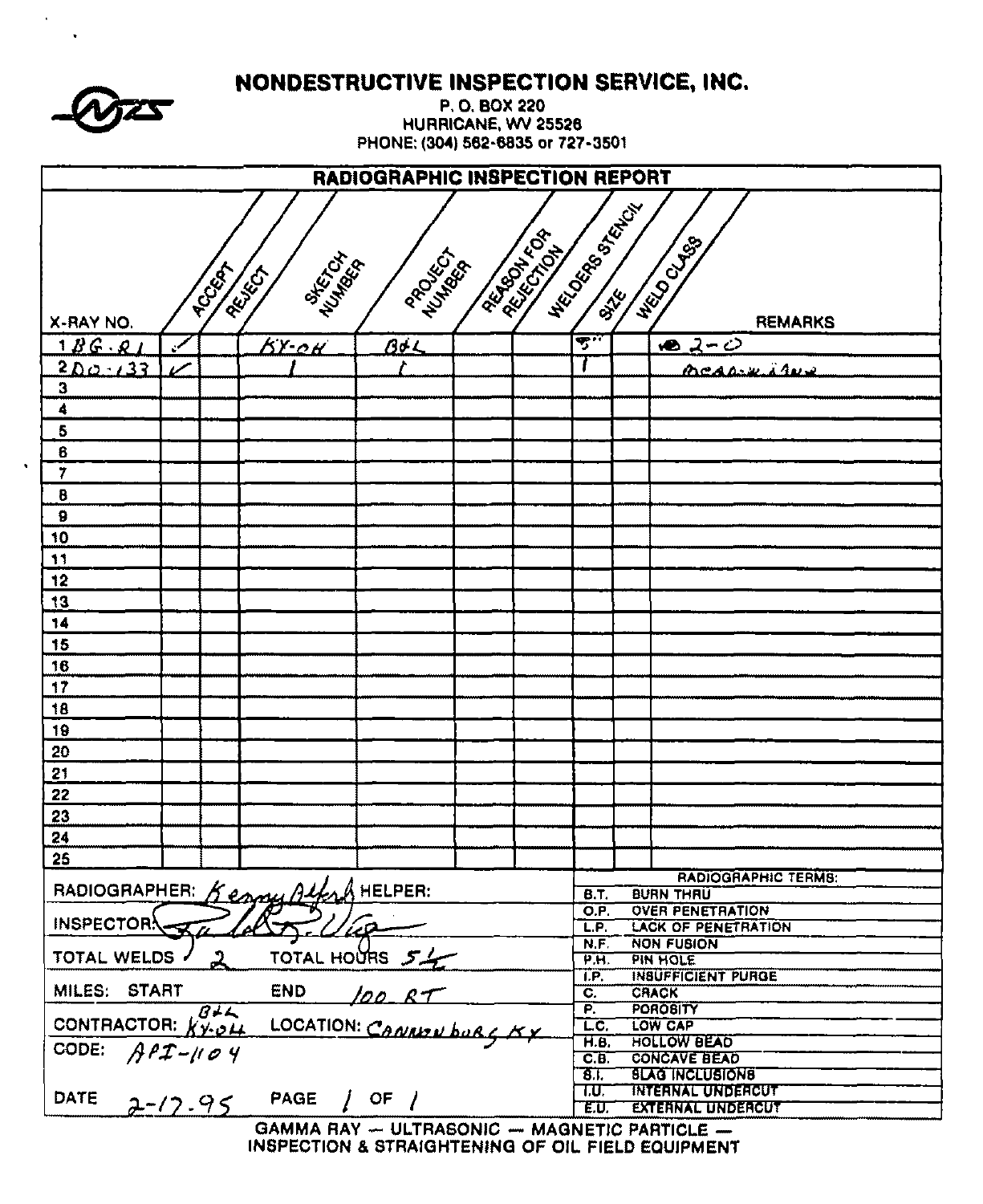# NONDESTRUCTIVE INSPECTION SERVICE, INC.

P. O. BOX 220
HURRICANE, WV 25526
PHONE: (304) 562-6835 or 727-3501

## RADIOGRAPHIC INSPECTION REPORT

| X-RAY NO. | ACCEPT | REJECT | SKETCH NUMBER | PROJECT NUMBER | REASON FOR REJECTION | WELDERS STENCIL | SIZE | WELD CLASS | REMARKS |
|---|---|---|---|---|---|---|---|---|---|
| 1 BG-81 | ✓ | | KY-04 | B&L | | 3" | | | 2-0 |
| 2 DO-133 | ✓ | | 1 | 1 | | 1 | | | Meadowline |
| 3 | | | | | | | | | |
| 4 | | | | | | | | | |
| 5 | | | | | | | | | |
| 6 | | | | | | | | | |
| 7 | | | | | | | | | |
| 8 | | | | | | | | | |
| 9 | | | | | | | | | |
| 10 | | | | | | | | | |
| 11 | | | | | | | | | |
| 12 | | | | | | | | | |
| 13 | | | | | | | | | |
| 14 | | | | | | | | | |
| 15 | | | | | | | | | |
| 16 | | | | | | | | | |
| 17 | | | | | | | | | |
| 18 | | | | | | | | | |
| 19 | | | | | | | | | |
| 20 | | | | | | | | | |
| 21 | | | | | | | | | |
| 22 | | | | | | | | | |
| 23 | | | | | | | | | |
| 24 | | | | | | | | | |
| 25 | | | | | | | | | |

RADIOGRAPHER: Kenny Alford HELPER:

INSPECTOR: [signature]

TOTAL WELDS 2 TOTAL HOURS 5 1/2

MILES: START END 100 RT

CONTRACTOR: B&L KY-04 LOCATION: Cannonburg KY

CODE: API-1104

DATE 2-17-95 PAGE 1 OF 1

| RADIOGRAPHIC TERMS: | |
|---|---|
| B.T. | BURN THRU |
| O.P. | OVER PENETRATION |
| L.P. | LACK OF PENETRATION |
| N.F. | NON FUSION |
| P.H. | PIN HOLE |
| I.P. | INSUFFICIENT PURGE |
| C. | CRACK |
| P. | POROSITY |
| L.C. | LOW CAP |
| H.B. | HOLLOW BEAD |
| C.B. | CONCAVE BEAD |
| S.I. | SLAG INCLUSIONS |
| I.U. | INTERNAL UNDERCUT |
| E.U. | EXTERNAL UNDERCUT |

GAMMA RAY — ULTRASONIC — MAGNETIC PARTICLE —
INSPECTION & STRAIGHTENING OF OIL FIELD EQUIPMENT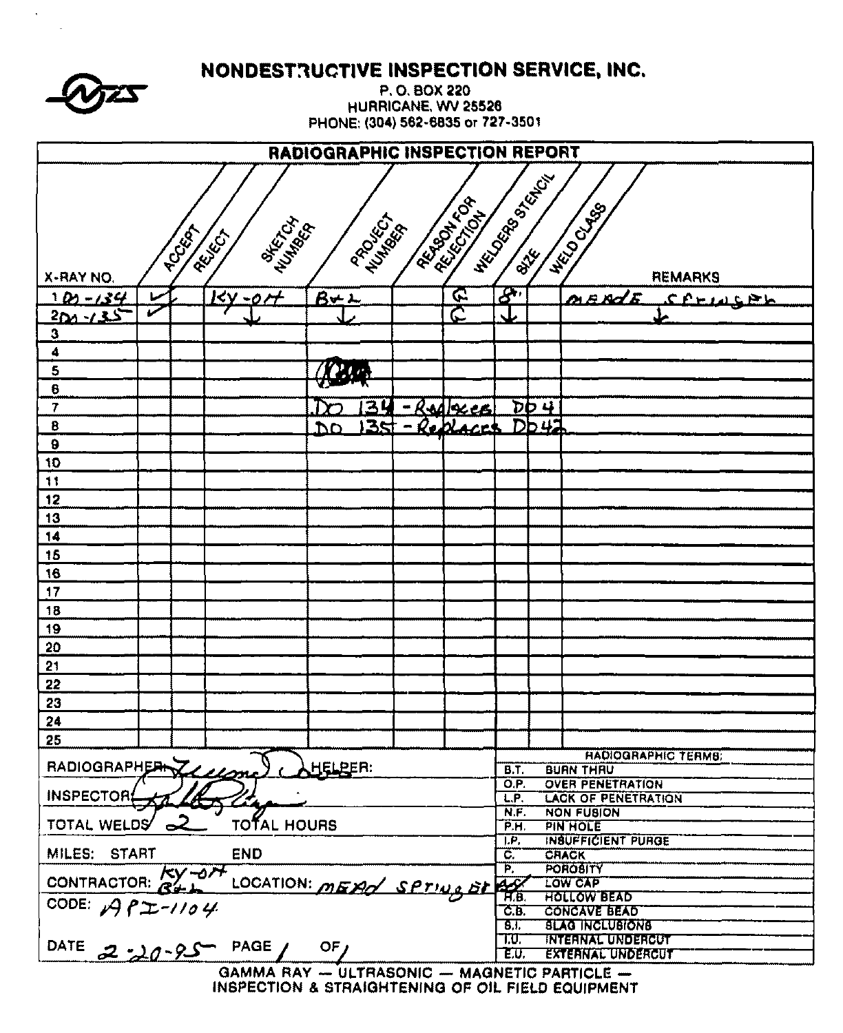# NONDESTRUCTIVE INSPECTION SERVICE, INC.

P. O. BOX 220
HURRICANE, WV 25526
PHONE: (304) 562-6835 or 727-3501

## RADIOGRAPHIC INSPECTION REPORT

| X-RAY NO. | ACCEPT | REJECT | SKETCH NUMBER | PROJECT NUMBER | REASON FOR REJECTION | WELDERS STENCIL | SIZE | WELD CLASS | REMARKS |
|---|---|---|---|---|---|---|---|---|---|
| 1 DD-134 | ✓ | | KY-OH | B+L | | G | 8" | | MEADE SPRINGER |
| 2 DD-135 | ✓ | | ↓ | ↓ | | G | ↓ | | ↓ |
| 3 | | | | | | | | | |
| 4 | | | | | | | | | |
| 5 | | | | | | | | | |
| 6 | | | | | | | | | |
| 7 | | | | DD 134 - Replaces DD 4 | | | | | |
| 8 | | | | DD 135 - Replaces DD 42 | | | | | |
| 9 | | | | | | | | | |
| 10 | | | | | | | | | |
| 11 | | | | | | | | | |
| 12 | | | | | | | | | |
| 13 | | | | | | | | | |
| 14 | | | | | | | | | |
| 15 | | | | | | | | | |
| 16 | | | | | | | | | |
| 17 | | | | | | | | | |
| 18 | | | | | | | | | |
| 19 | | | | | | | | | |
| 20 | | | | | | | | | |
| 21 | | | | | | | | | |
| 22 | | | | | | | | | |
| 23 | | | | | | | | | |
| 24 | | | | | | | | | |
| 25 | | | | | | | | | |

RADIOGRAPHER: [signature] HELPER:

INSPECTOR: [signature]

TOTAL WELDS: 2 TOTAL HOURS

MILES: START END

CONTRACTOR: KY-OH B+L LOCATION: MEAD SPRINGER

CODE: API-1104

DATE 2-20-95 PAGE 1 OF 1

| RADIOGRAPHIC TERMS: | |
|---|---|
| B.T. | BURN THRU |
| O.P. | OVER PENETRATION |
| L.P. | LACK OF PENETRATION |
| N.F. | NON FUSION |
| P.H. | PIN HOLE |
| I.P. | INSUFFICIENT PURGE |
| C. | CRACK |
| P. | POROSITY |
| L.C. | LOW CAP |
| H.B. | HOLLOW BEAD |
| C.B. | CONCAVE BEAD |
| S.I. | SLAG INCLUSIONS |
| I.U. | INTERNAL UNDERCUT |
| E.U. | EXTERNAL UNDERCUT |

GAMMA RAY — ULTRASONIC — MAGNETIC PARTICLE —
INSPECTION & STRAIGHTENING OF OIL FIELD EQUIPMENT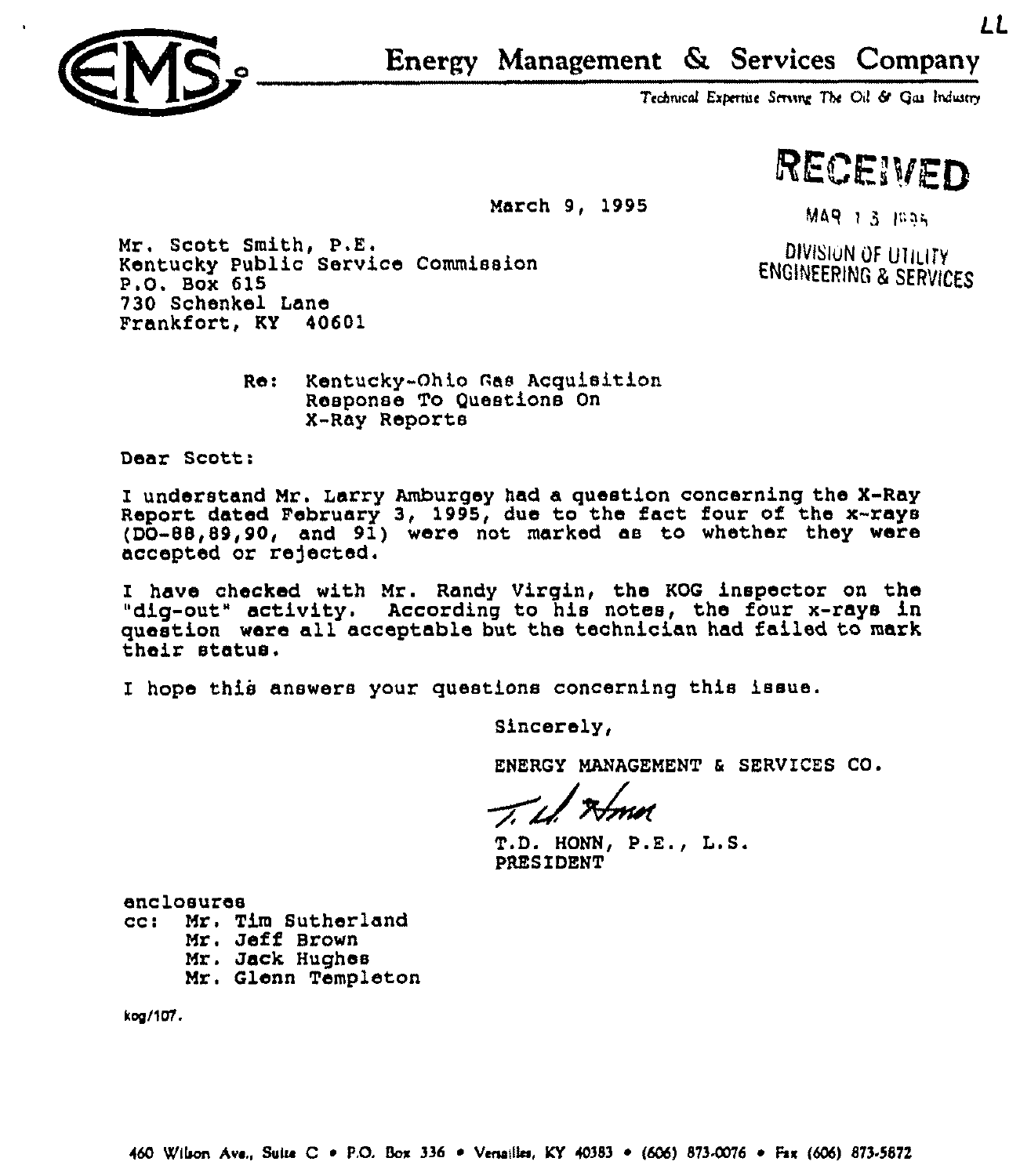LL

# Energy Management & Services Company

*Technical Expertise Serving The Oil & Gas Industry*

RECEIVED

MAR 13 1995

DIVISION OF UTILITY ENGINEERING & SERVICES

March 9, 1995

Mr. Scott Smith, P.E.
Kentucky Public Service Commission
P.O. Box 615
730 Schenkel Lane
Frankfort, KY 40601

Re: Kentucky-Ohio Gas Acquisition
Response To Questions On
X-Ray Reports

Dear Scott:

I understand Mr. Larry Amburgey had a question concerning the X-Ray Report dated February 3, 1995, due to the fact four of the x-rays (DO-88,89,90, and 91) were not marked as to whether they were accepted or rejected.

I have checked with Mr. Randy Virgin, the KOG inspector on the "dig-out" activity. According to his notes, the four x-rays in question were all acceptable but the technician had failed to mark their status.

I hope this answers your questions concerning this issue.

Sincerely,

ENERGY MANAGEMENT & SERVICES CO.

T. D. Honn

T.D. HONN, P.E., L.S.
PRESIDENT

enclosures
cc: Mr. Tim Sutherland
Mr. Jeff Brown
Mr. Jack Hughes
Mr. Glenn Templeton

kog/107.

460 Wilson Ave., Suite C • P.O. Box 336 • Versailles, KY 40383 • (606) 873-0076 • Fax (606) 873-5872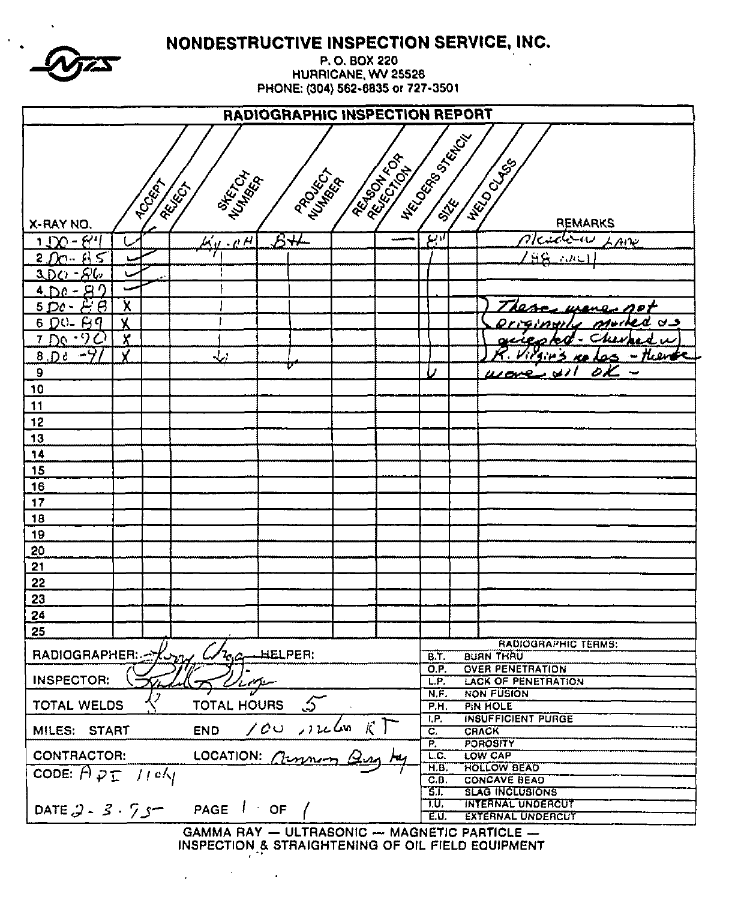# NONDESTRUCTIVE INSPECTION SERVICE, INC.

P. O. BOX 220
HURRICANE, WV 25526
PHONE: (304) 562-6835 or 727-3501

## RADIOGRAPHIC INSPECTION REPORT

| X-RAY NO. | ACCEPT | REJECT | SKETCH NUMBER | PROJECT NUMBER | REASON FOR REJECTION | WELDERS STENCIL | SIZE | WELD CLASS | REMARKS |
|---|---|---|---|---|---|---|---|---|---|
| 1 DO-84 | ✓ | | Ky-PH | BH | | — | 8" | | Meadow Lane |
| 2 DO-85 | ✓ | | | | | | | | 188 well |
| 3 DO-86 | ✓ | | | | | | | | |
| 4 DO-87 | ✓ | | | | | | | | |
| 5 DO-88 | X | | | | | | | | These were not |
| 6 DO-89 | X | | | | | | | | originally marked as |
| 7 DO-90 | X | | | | | | | | accepted - Checked w/ |
| 8 DO-91 | X | | | | | | | | R. Virgin's notes - these |
| 9 | | | | | | | | | were all OK - |
| 10 | | | | | | | | | |
| 11 | | | | | | | | | |
| 12 | | | | | | | | | |
| 13 | | | | | | | | | |
| 14 | | | | | | | | | |
| 15 | | | | | | | | | |
| 16 | | | | | | | | | |
| 17 | | | | | | | | | |
| 18 | | | | | | | | | |
| 19 | | | | | | | | | |
| 20 | | | | | | | | | |
| 21 | | | | | | | | | |
| 22 | | | | | | | | | |
| 23 | | | | | | | | | |
| 24 | | | | | | | | | |
| 25 | | | | | | | | | |

RADIOGRAPHER: *(signature)* HELPER:

INSPECTOR: *(signature)*

TOTAL WELDS 8 TOTAL HOURS 5

MILES: START END 100 miles RT

CONTRACTOR: LOCATION: Cannon Burg ky

CODE: API 1104

DATE 2-3-95 PAGE 1 OF 1

| RADIOGRAPHIC TERMS: | |
|---|---|
| B.T. | BURN THRU |
| O.P. | OVER PENETRATION |
| L.P. | LACK OF PENETRATION |
| N.F. | NON FUSION |
| P.H. | PIN HOLE |
| I.P. | INSUFFICIENT PURGE |
| C. | CRACK |
| P. | POROSITY |
| L.C. | LOW CAP |
| H.B. | HOLLOW BEAD |
| C.B. | CONCAVE BEAD |
| S.I. | SLAG INCLUSIONS |
| I.U. | INTERNAL UNDERCUT |
| E.U. | EXTERNAL UNDERCUT |

GAMMA RAY — ULTRASONIC — MAGNETIC PARTICLE —
INSPECTION & STRAIGHTENING OF OIL FIELD EQUIPMENT